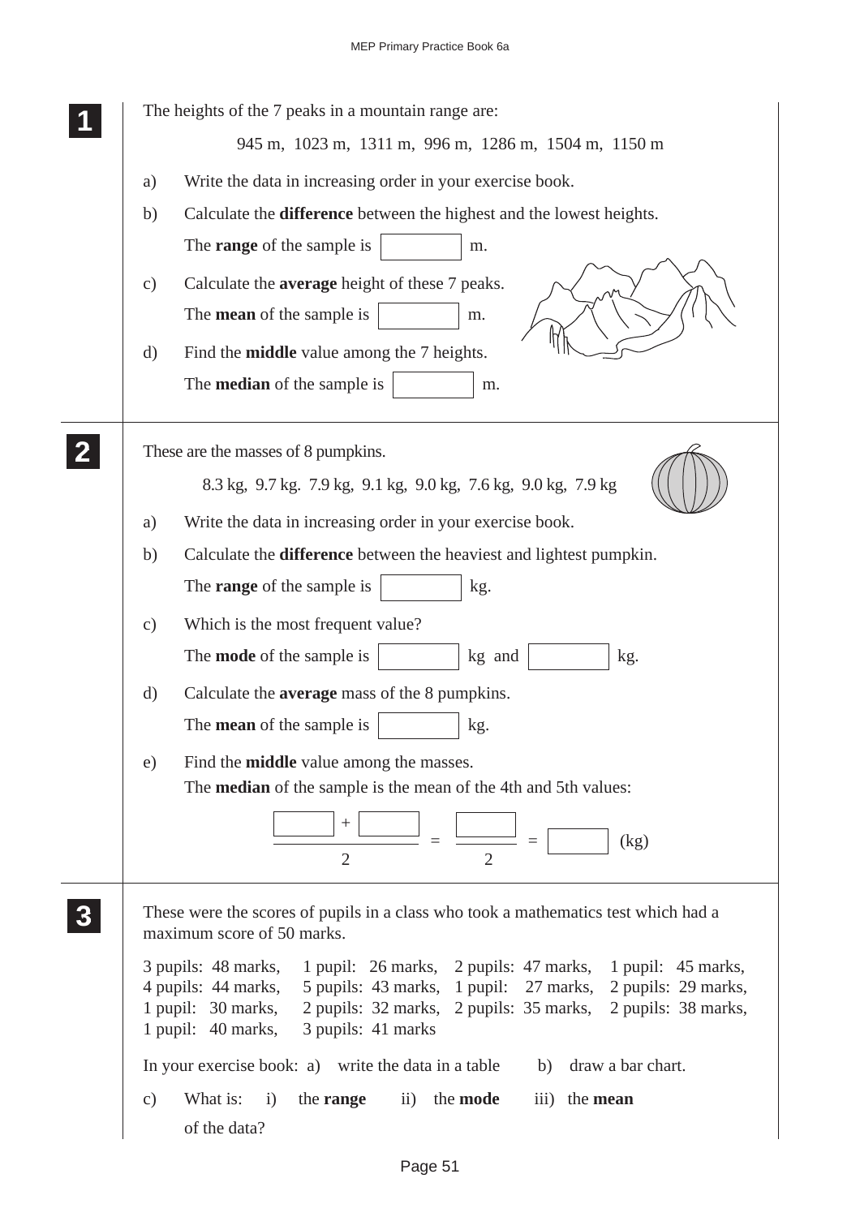**1**

The heights of the 7 peaks in a mountain range are:

945 m, 1023 m, 1311 m, 996 m, 1286 m, 1504 m, 1150 m

a) Write the data in increasing order in your exercise book.

b) Calculate the **difference** between the highest and the lowest heights.

The **range** of the sample is [ ] m.

c) Calculate the **average** height of these 7 peaks.

The **mean** of the sample is [ ] m.

d) Find the **middle** value among the 7 heights.

The **median** of the sample is [ ] m.

**2**

These are the masses of 8 pumpkins.

8.3 kg, 9.7 kg. 7.9 kg, 9.1 kg, 9.0 kg, 7.6 kg, 9.0 kg, 7.9 kg

a) Write the data in increasing order in your exercise book.

b) Calculate the **difference** between the heaviest and lightest pumpkin.

The **range** of the sample is [ ] kg.

c) Which is the most frequent value?

The **mode** of the sample is [ ] kg and [ ] kg.

d) Calculate the **average** mass of the 8 pumpkins.

The **mean** of the sample is [ ] kg.

e) Find the **middle** value among the masses.

The **median** of the sample is the mean of the 4th and 5th values:

$$\frac{\square + \square}{2} = \frac{\square}{2} = \square \text{ (kg)}$$

**3**

These were the scores of pupils in a class who took a mathematics test which had a maximum score of 50 marks.

3 pupils: 48 marks, 1 pupil: 26 marks, 2 pupils: 47 marks, 1 pupil: 45 marks,
4 pupils: 44 marks, 5 pupils: 43 marks, 1 pupil: 27 marks, 2 pupils: 29 marks,
1 pupil: 30 marks, 2 pupils: 32 marks, 2 pupils: 35 marks, 2 pupils: 38 marks,
1 pupil: 40 marks, 3 pupils: 41 marks

In your exercise book: a) write the data in a table b) draw a bar chart.

c) What is: i) the **range** ii) the **mode** iii) the **mean**

of the data?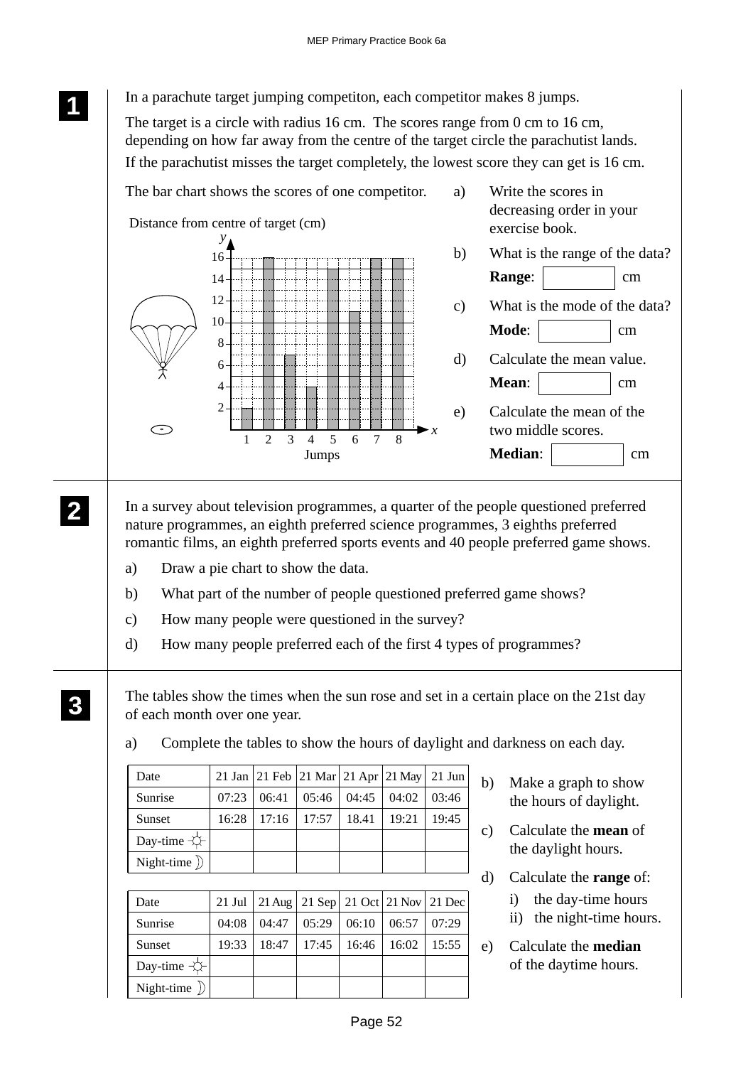**1**

In a parachute target jumping competiton, each competitor makes 8 jumps.

The target is a circle with radius 16 cm. The scores range from 0 cm to 16 cm, depending on how far away from the centre of the target circle the parachutist lands. If the parachutist misses the target completely, the lowest score they can get is 16 cm.

The bar chart shows the scores of one competitor.

Distance from centre of target (cm)

| Jumps | 1 | 2 | 3 | 4 | 5 | 6 | 7 | 8 |
|---|---|---|---|---|---|---|---|---|
| Distance (cm) | 2 | 16 | 7 | 4 | 15 | 11 | 16 | 16 |

a) Write the scores in decreasing order in your exercise book.

b) What is the range of the data?
**Range**: ______ cm

c) What is the mode of the data?
**Mode**: ______ cm

d) Calculate the mean value.
**Mean**: ______ cm

e) Calculate the mean of the two middle scores.
**Median**: ______ cm

**2**

In a survey about television programmes, a quarter of the people questioned preferred nature programmes, an eighth preferred science programmes, 3 eighths preferred romantic films, an eighth preferred sports events and 40 people preferred game shows.

a) Draw a pie chart to show the data.

b) What part of the number of people questioned preferred game shows?

c) How many people were questioned in the survey?

d) How many people preferred each of the first 4 types of programmes?

**3**

The tables show the times when the sun rose and set in a certain place on the 21st day of each month over one year.

a) Complete the tables to show the hours of daylight and darkness on each day.

| Date | 21 Jan | 21 Feb | 21 Mar | 21 Apr | 21 May | 21 Jun |
|---|---|---|---|---|---|---|
| Sunrise | 07:23 | 06:41 | 05:46 | 04:45 | 04:02 | 03:46 |
| Sunset | 16:28 | 17:16 | 17:57 | 18.41 | 19:21 | 19:45 |
| Day-time ☼ | | | | | | |
| Night-time ☽ | | | | | | |

| Date | 21 Jul | 21 Aug | 21 Sep | 21 Oct | 21 Nov | 21 Dec |
|---|---|---|---|---|---|---|
| Sunrise | 04:08 | 04:47 | 05:29 | 06:10 | 06:57 | 07:29 |
| Sunset | 19:33 | 18:47 | 17:45 | 16:46 | 16:02 | 15:55 |
| Day-time ☼ | | | | | | |
| Night-time ☽ | | | | | | |

b) Make a graph to show the hours of daylight.

c) Calculate the **mean** of the daylight hours.

d) Calculate the **range** of:
   i) the day-time hours
   ii) the night-time hours.

e) Calculate the **median** of the daytime hours.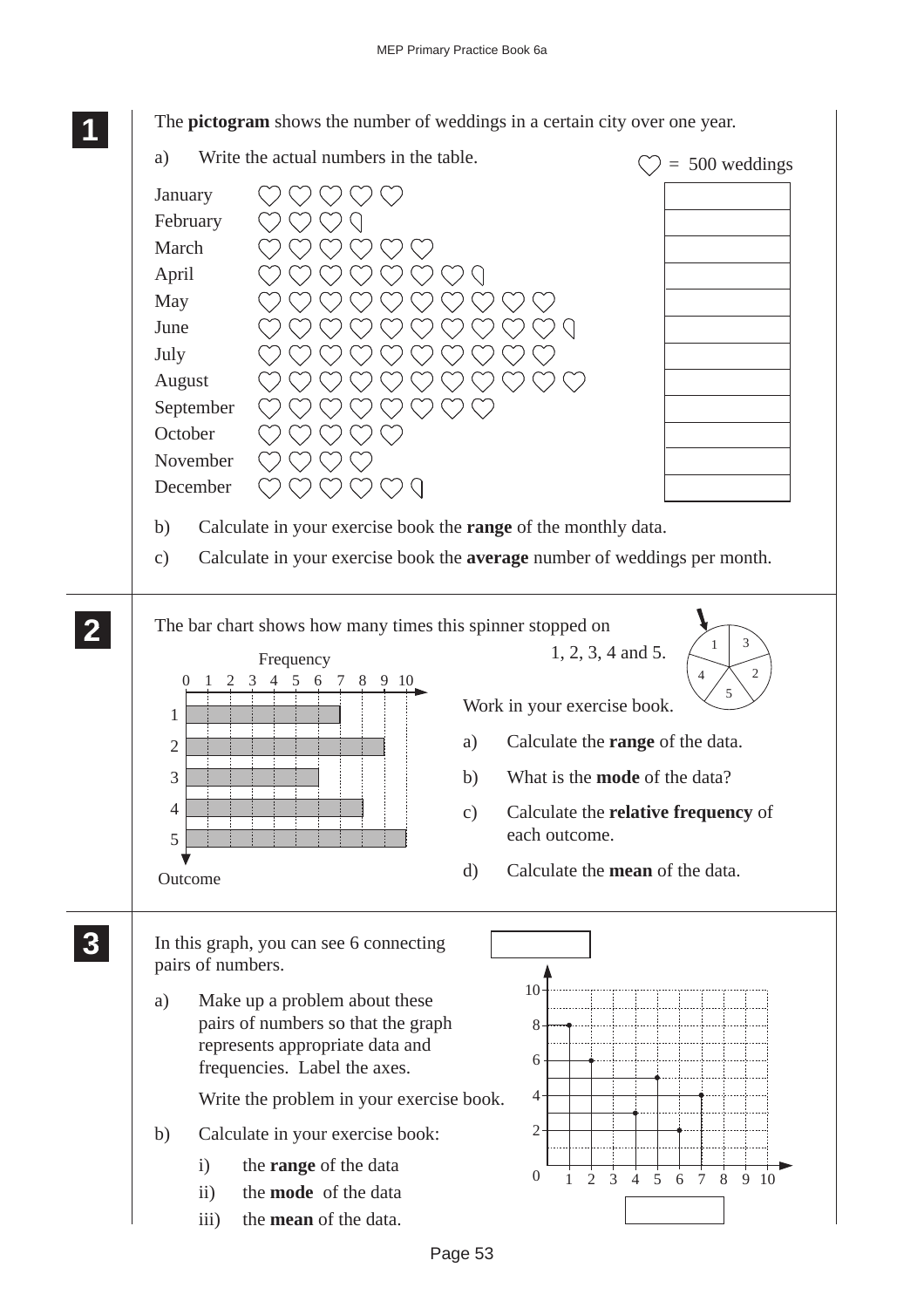**1** The **pictogram** shows the number of weddings in a certain city over one year.

a) Write the actual numbers in the table.

♡ = 500 weddings

| Month | Pictogram | Number |
|---|---|---|
| January | ♡ ♡ ♡ ♡ ♡ | |
| February | ♡ ♡ ♡ ◖ | |
| March | ♡ ♡ ♡ ♡ ♡ ♡ | |
| April | ♡ ♡ ♡ ♡ ♡ ♡ ♡ ◖ | |
| May | ♡ ♡ ♡ ♡ ♡ ♡ ♡ ♡ ♡ ♡ | |
| June | ♡ ♡ ♡ ♡ ♡ ♡ ♡ ♡ ♡ ♡ ◖ | |
| July | ♡ ♡ ♡ ♡ ♡ ♡ ♡ ♡ ♡ ♡ | |
| August | ♡ ♡ ♡ ♡ ♡ ♡ ♡ ♡ ♡ ♡ ♡ | |
| September | ♡ ♡ ♡ ♡ ♡ ♡ ♡ ♡ | |
| October | ♡ ♡ ♡ ♡ ♡ | |
| November | ♡ ♡ ♡ ♡ | |
| December | ♡ ♡ ♡ ♡ ♡ ◖ | |

b) Calculate in your exercise book the **range** of the monthly data.

c) Calculate in your exercise book the **average** number of weddings per month.

**2** The bar chart shows how many times this spinner stopped on 1, 2, 3, 4 and 5.

| Outcome | Frequency |
|---|---|
| 1 | 7 |
| 2 | 9 |
| 3 | 6 |
| 4 | 8 |
| 5 | 10 |

Work in your exercise book.

a) Calculate the **range** of the data.

b) What is the **mode** of the data?

c) Calculate the **relative frequency** of each outcome.

d) Calculate the **mean** of the data.

**3** In this graph, you can see 6 connecting pairs of numbers.

a) Make up a problem about these pairs of numbers so that the graph represents appropriate data and frequencies. Label the axes.

Write the problem in your exercise book.

b) Calculate in your exercise book:

i) the **range** of the data

ii) the **mode** of the data

iii) the **mean** of the data.

| x | 1 | 2 | 4 | 5 | 6 | 7 |
|---|---|---|---|---|---|---|
| y | 8 | 6 | 3 | 5 | 2 | 4 |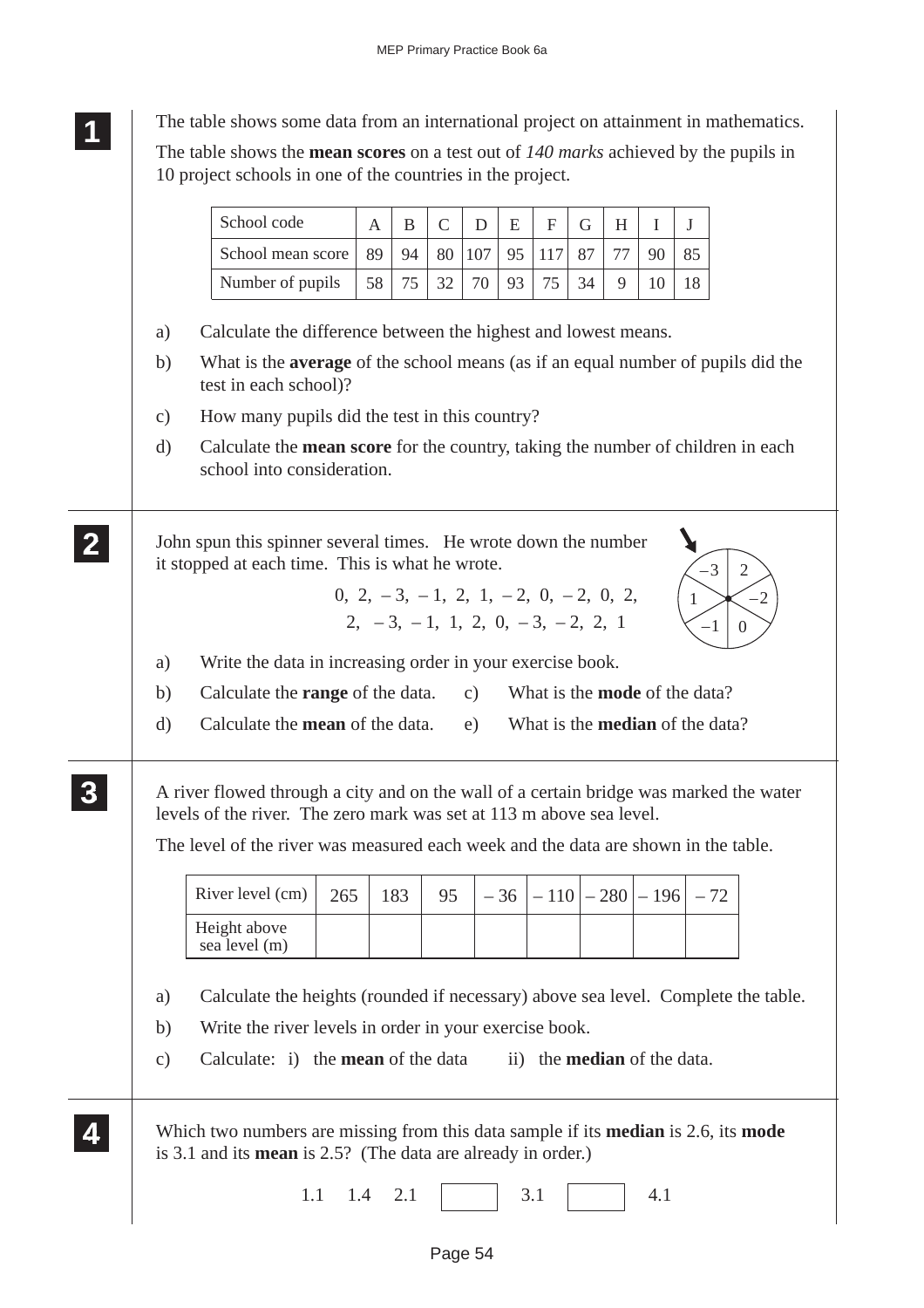**1**

The table shows some data from an international project on attainment in mathematics.

The table shows the **mean scores** on a test out of *140 marks* achieved by the pupils in 10 project schools in one of the countries in the project.

| School code | A | B | C | D | E | F | G | H | I | J |
|---|---|---|---|---|---|---|---|---|---|---|
| School mean score | 89 | 94 | 80 | 107 | 95 | 117 | 87 | 77 | 90 | 85 |
| Number of pupils | 58 | 75 | 32 | 70 | 93 | 75 | 34 | 9 | 10 | 18 |

a) Calculate the difference between the highest and lowest means.

b) What is the **average** of the school means (as if an equal number of pupils did the test in each school)?

c) How many pupils did the test in this country?

d) Calculate the **mean score** for the country, taking the number of children in each school into consideration.

**2**

John spun this spinner several times. He wrote down the number it stopped at each time. This is what he wrote.

0, 2, – 3, – 1, 2, 1, – 2, 0, – 2, 0, 2,
2, – 3, – 1, 1, 2, 0, – 3, – 2, 2, 1

a) Write the data in increasing order in your exercise book.

b) Calculate the **range** of the data.

c) What is the **mode** of the data?

d) Calculate the **mean** of the data.

e) What is the **median** of the data?

**3**

A river flowed through a city and on the wall of a certain bridge was marked the water levels of the river. The zero mark was set at 113 m above sea level.

The level of the river was measured each week and the data are shown in the table.

| River level (cm) | 265 | 183 | 95 | – 36 | – 110 | – 280 | – 196 | – 72 |
|---|---|---|---|---|---|---|---|---|
| Height above sea level (m) | | | | | | | | |

a) Calculate the heights (rounded if necessary) above sea level. Complete the table.

b) Write the river levels in order in your exercise book.

c) Calculate: i) the **mean** of the data ii) the **median** of the data.

**4**

Which two numbers are missing from this data sample if its **median** is 2.6, its **mode** is 3.1 and its **mean** is 2.5? (The data are already in order.)

1.1 1.4 2.1 [ ] 3.1 [ ] 4.1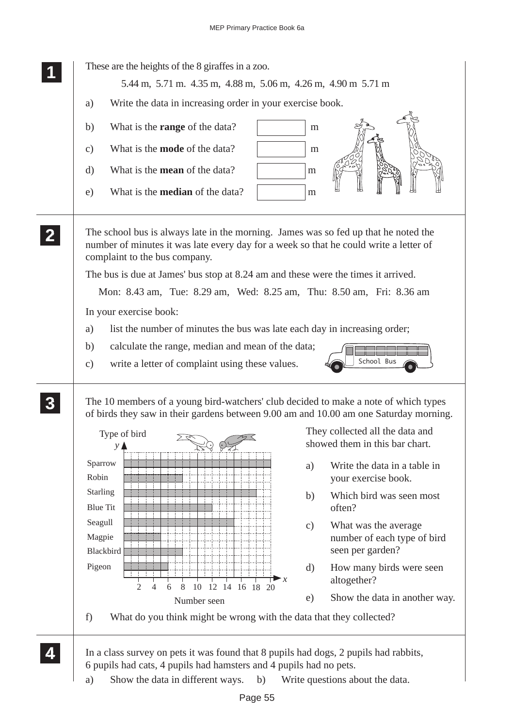**1**

These are the heights of the 8 giraffes in a zoo.

5.44 m, 5.71 m. 4.35 m, 4.88 m, 5.06 m, 4.26 m, 4.90 m 5.71 m

a) Write the data in increasing order in your exercise book.

b) What is the **range** of the data? ☐ m

c) What is the **mode** of the data? ☐ m

d) What is the **mean** of the data? ☐ m

e) What is the **median** of the data? ☐ m

**2**

The school bus is always late in the morning. James was so fed up that he noted the number of minutes it was late every day for a week so that he could write a letter of complaint to the bus company.

The bus is due at James' bus stop at 8.24 am and these were the times it arrived.

Mon: 8.43 am, Tue: 8.29 am, Wed: 8.25 am, Thu: 8.50 am, Fri: 8.36 am

In your exercise book:

a) list the number of minutes the bus was late each day in increasing order;

b) calculate the range, median and mean of the data;

c) write a letter of complaint using these values.

**3**

The 10 members of a young bird-watchers' club decided to make a note of which types of birds they saw in their gardens between 9.00 am and 10.00 am one Saturday morning.

Type of bird ($y$) / Number seen ($x$)

| Type of bird | Number seen |
|---|---|
| Sparrow | 20 |
| Robin | 8 |
| Starling | 18 |
| Blue Tit | 12 |
| Seagull | 15 |
| Magpie | 5 |
| Blackbird | 8 |
| Pigeon | 6 |

They collected all the data and showed them in this bar chart.

a) Write the data in a table in your exercise book.

b) Which bird was seen most often?

c) What was the average number of each type of bird seen per garden?

d) How many birds were seen altogether?

e) Show the data in another way.

f) What do you think might be wrong with the data that they collected?

**4**

In a class survey on pets it was found that 8 pupils had dogs, 2 pupils had rabbits, 6 pupils had cats, 4 pupils had hamsters and 4 pupils had no pets.

a) Show the data in different ways. b) Write questions about the data.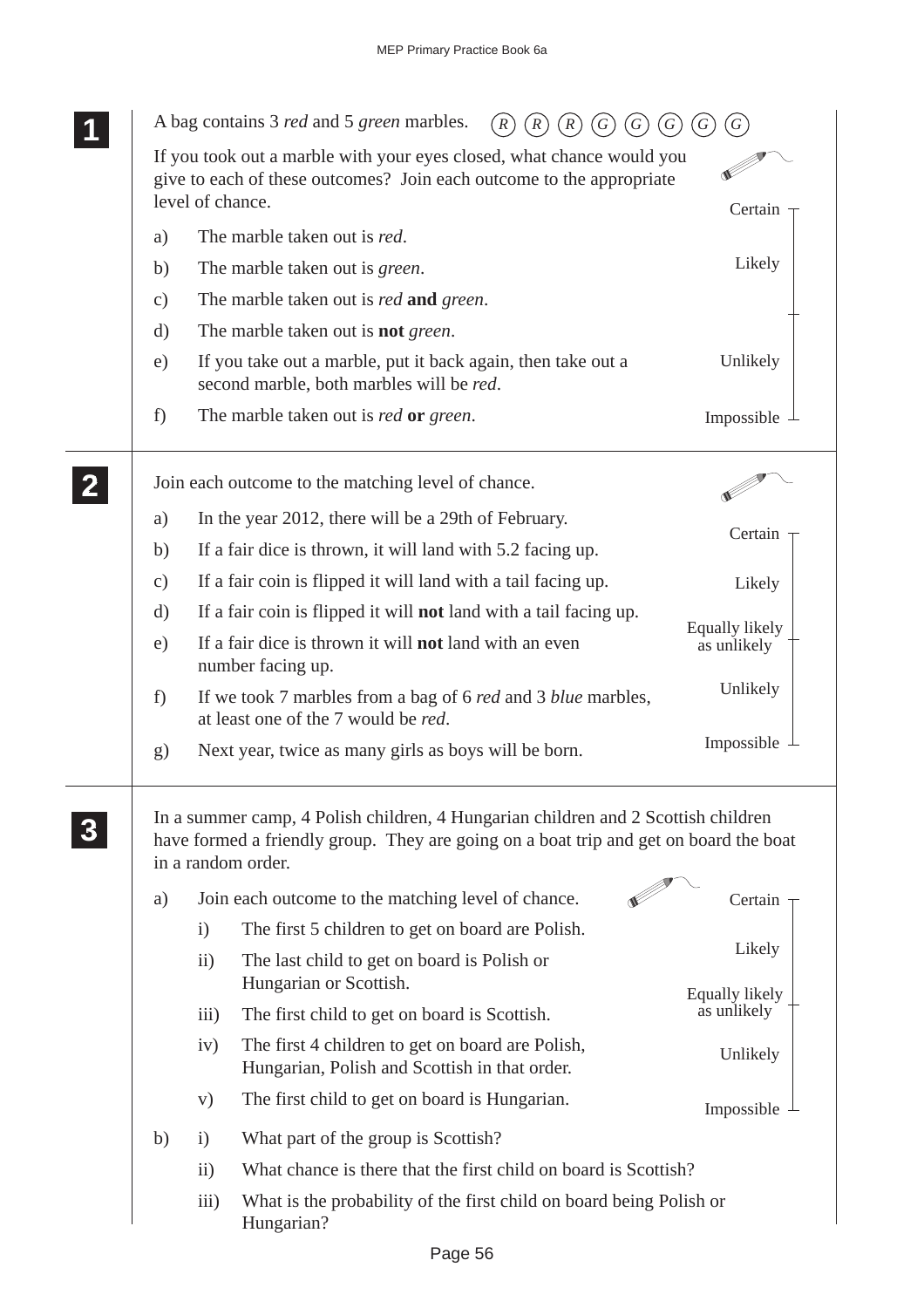**1**

A bag contains 3 *red* and 5 *green* marbles. (R) (R) (R) (G) (G) (G) (G) (G)

If you took out a marble with your eyes closed, what chance would you give to each of these outcomes? Join each outcome to the appropriate level of chance.

a) The marble taken out is *red*.

b) The marble taken out is *green*.

c) The marble taken out is *red* **and** *green*.

d) The marble taken out is **not** *green*.

e) If you take out a marble, put it back again, then take out a second marble, both marbles will be *red*.

f) The marble taken out is *red* **or** *green*.

Certain
Likely
Unlikely
Impossible

**2**

Join each outcome to the matching level of chance.

a) In the year 2012, there will be a 29th of February.

b) If a fair dice is thrown, it will land with 5.2 facing up.

c) If a fair coin is flipped it will land with a tail facing up.

d) If a fair coin is flipped it will **not** land with a tail facing up.

e) If a fair dice is thrown it will **not** land with an even number facing up.

f) If we took 7 marbles from a bag of 6 *red* and 3 *blue* marbles, at least one of the 7 would be *red*.

g) Next year, twice as many girls as boys will be born.

Certain
Likely
Equally likely as unlikely
Unlikely
Impossible

**3**

In a summer camp, 4 Polish children, 4 Hungarian children and 2 Scottish children have formed a friendly group. They are going on a boat trip and get on board the boat in a random order.

a) Join each outcome to the matching level of chance.

i) The first 5 children to get on board are Polish.

ii) The last child to get on board is Polish or Hungarian or Scottish.

iii) The first child to get on board is Scottish.

iv) The first 4 children to get on board are Polish, Hungarian, Polish and Scottish in that order.

v) The first child to get on board is Hungarian.

Certain
Likely
Equally likely as unlikely
Unlikely
Impossible

b) i) What part of the group is Scottish?

ii) What chance is there that the first child on board is Scottish?

iii) What is the probability of the first child on board being Polish or Hungarian?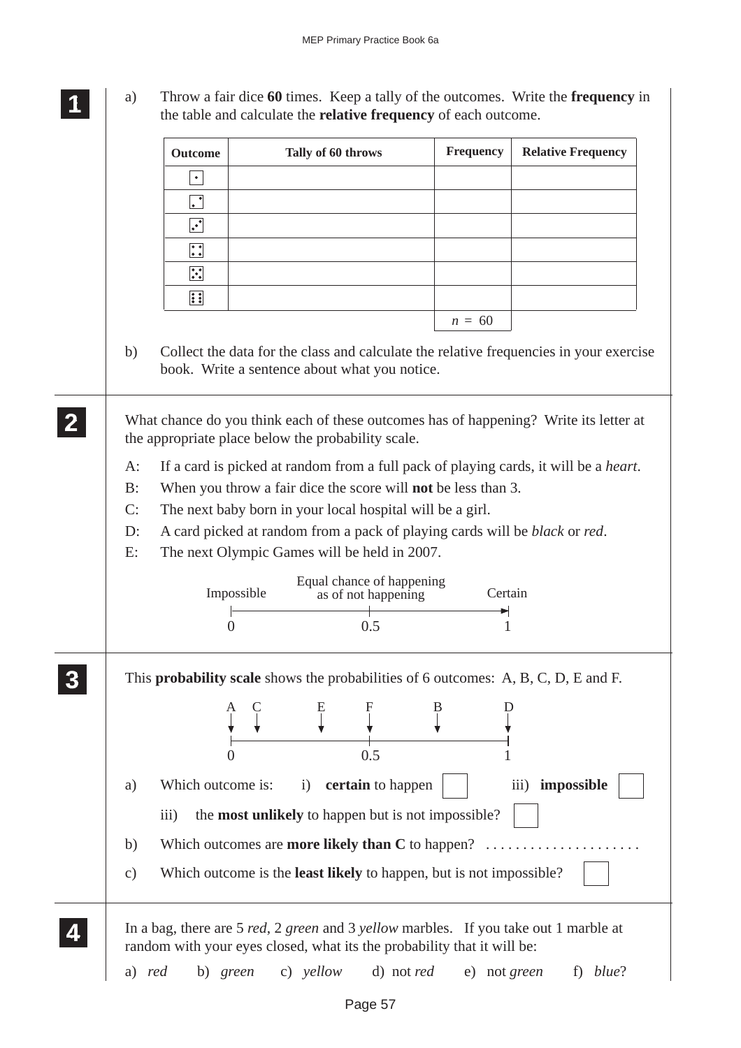**1**

a) Throw a fair dice **60** times. Keep a tally of the outcomes. Write the **frequency** in the table and calculate the **relative frequency** of each outcome.

| Outcome | Tally of 60 throws | Frequency | Relative Frequency |
|---|---|---|---|
| ⚀ | | | |
| ⚁ | | | |
| ⚂ | | | |
| ⚃ | | | |
| ⚄ | | | |
| ⚅ | | | |
| | | $n = 60$ | |

b) Collect the data for the class and calculate the relative frequencies in your exercise book. Write a sentence about what you notice.

**2**

What chance do you think each of these outcomes has of happening? Write its letter at the appropriate place below the probability scale.

A: If a card is picked at random from a full pack of playing cards, it will be a *heart*.

B: When you throw a fair dice the score will **not** be less than 3.

C: The next baby born in your local hospital will be a girl.

D: A card picked at random from a pack of playing cards will be *black* or *red*.

E: The next Olympic Games will be held in 2007.

Impossible — Equal chance of happening as of not happening — Certain

0 — 0.5 — 1

**3**

This **probability scale** shows the probabilities of 6 outcomes: A, B, C, D, E and F.

(Scale from 0 to 1: A at 0, C just above 0, E just below 0.5, F at 0.5, B between 0.5 and 1, D at 1)

a) Which outcome is: i) **certain** to happen ☐ iii) **impossible** ☐

iii) the **most unlikely** to happen but is not impossible? ☐

b) Which outcomes are **more likely than C** to happen? . . . . . . . . . . . . . . . . . . . . .

c) Which outcome is the **least likely** to happen, but is not impossible? ☐

**4**

In a bag, there are 5 *red*, 2 *green* and 3 *yellow* marbles. If you take out 1 marble at random with your eyes closed, what its the probability that it will be:

a) *red* b) *green* c) *yellow* d) not *red* e) not *green* f) *blue*?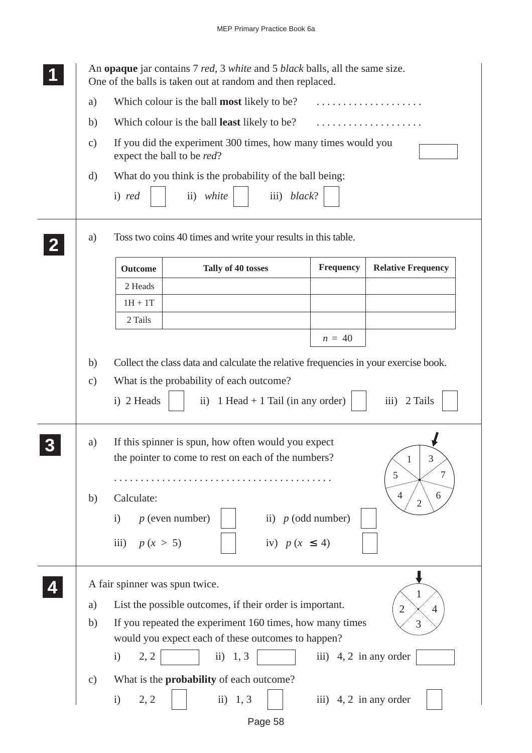**1**

An **opaque** jar contains 7 *red*, 3 *white* and 5 *black* balls, all the same size. One of the balls is taken out at random and then replaced.

a) Which colour is the ball **most** likely to be? . . . . . . . . . . . . . . . . . . . .

b) Which colour is the ball **least** likely to be? . . . . . . . . . . . . . . . . . . . .

c) If you did the experiment 300 times, how many times would you expect the ball to be *red*?

d) What do you think is the probability of the ball being:

i) *red* ii) *white* iii) *black*?

**2**

a) Toss two coins 40 times and write your results in this table.

| Outcome | Tally of 40 tosses | Frequency | Relative Frequency |
|---|---|---|---|
| 2 Heads | | | |
| 1H + 1T | | | |
| 2 Tails | | | |
| | | $n = 40$ | |

b) Collect the class data and calculate the relative frequencies in your exercise book.

c) What is the probability of each outcome?

i) 2 Heads ii) 1 Head + 1 Tail (in any order) iii) 2 Tails

**3**

a) If this spinner is spun, how often would you expect the pointer to come to rest on each of the numbers?

. . . . . . . . . . . . . . . . . . . . . . . . . . . . . . . . . . . . . . . . .

b) Calculate:

i) $p$ (even number) ii) $p$ (odd number)

iii) $p$ ($x > 5$) iv) $p$ ($x \leq 4$)

**4**

A fair spinner was spun twice.

a) List the possible outcomes, if their order is important.

b) If you repeated the experiment 160 times, how many times would you expect each of these outcomes to happen?

i) 2, 2 ii) 1, 3 iii) 4, 2 in any order

c) What is the **probability** of each outcome?

i) 2, 2 ii) 1, 3 iii) 4, 2 in any order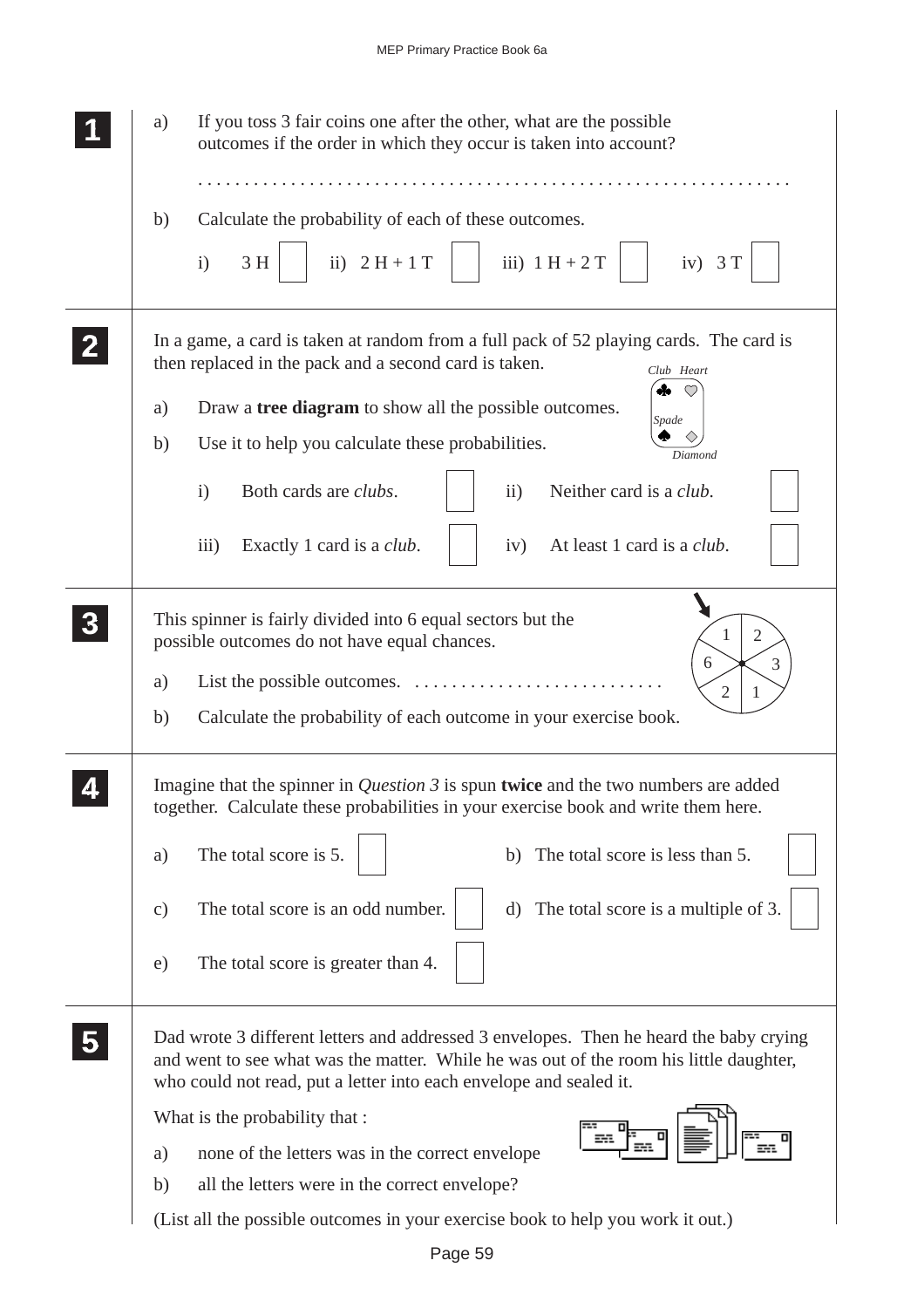**1**

a) If you toss 3 fair coins one after the other, what are the possible outcomes if the order in which they occur is taken into account?

. . . . . . . . . . . . . . . . . . . . . . . . . . . . . . . . . . . . . . . . . . . . . . . . . . . . . . . . . . . . . . .

b) Calculate the probability of each of these outcomes.

i) 3 H ☐   ii) 2 H + 1 T ☐   iii) 1 H + 2 T ☐   iv) 3 T ☐

**2**

In a game, a card is taken at random from a full pack of 52 playing cards. The card is then replaced in the pack and a second card is taken.

Club ♣ Heart ♡ Spade ♠ Diamond ◇

a) Draw a **tree diagram** to show all the possible outcomes.

b) Use it to help you calculate these probabilities.

i) Both cards are *clubs*. ☐   ii) Neither card is a *club*. ☐

iii) Exactly 1 card is a *club*. ☐   iv) At least 1 card is a *club*. ☐

**3**

This spinner is fairly divided into 6 equal sectors but the possible outcomes do not have equal chances.

(Spinner sectors: 1, 2, 3, 1, 2, 6)

a) List the possible outcomes. . . . . . . . . . . . . . . . . . . . . . . . . . . .

b) Calculate the probability of each outcome in your exercise book.

**4**

Imagine that the spinner in *Question 3* is spun **twice** and the two numbers are added together. Calculate these probabilities in your exercise book and write them here.

a) The total score is 5. ☐   b) The total score is less than 5. ☐

c) The total score is an odd number. ☐   d) The total score is a multiple of 3. ☐

e) The total score is greater than 4. ☐

**5**

Dad wrote 3 different letters and addressed 3 envelopes. Then he heard the baby crying and went to see what was the matter. While he was out of the room his little daughter, who could not read, put a letter into each envelope and sealed it.

What is the probability that :

a) none of the letters was in the correct envelope

b) all the letters were in the correct envelope?

(List all the possible outcomes in your exercise book to help you work it out.)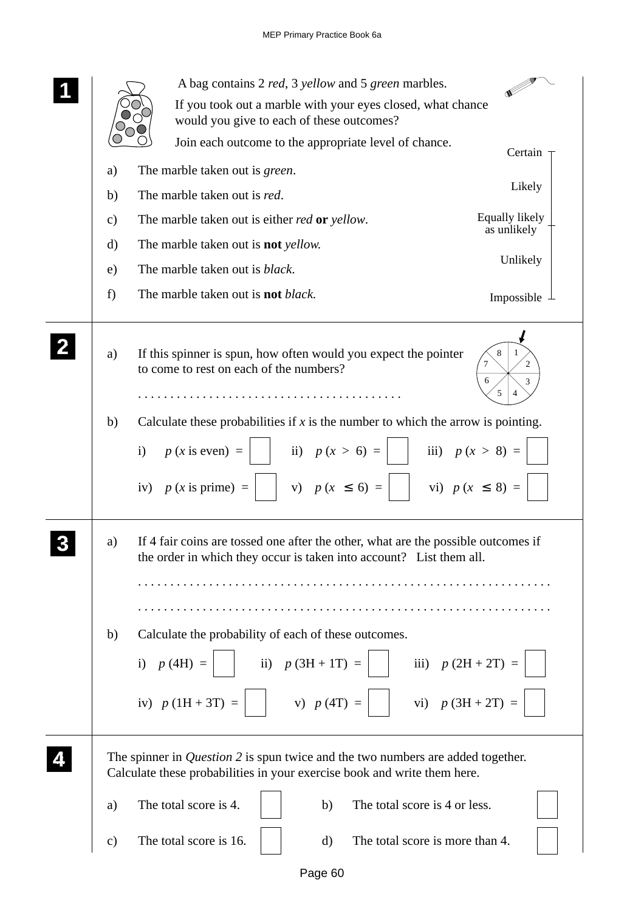**1**

A bag contains 2 *red*, 3 *yellow* and 5 *green* marbles.

If you took out a marble with your eyes closed, what chance would you give to each of these outcomes?

Join each outcome to the appropriate level of chance.

a) The marble taken out is *green*.

b) The marble taken out is *red*.

c) The marble taken out is either *red* **or** *yellow*.

d) The marble taken out is **not** *yellow*.

e) The marble taken out is *black*.

f) The marble taken out is **not** *black*.

Certain

Likely

Equally likely as unlikely

Unlikely

Impossible

**2**

a) If this spinner is spun, how often would you expect the pointer to come to rest on each of the numbers?

. . . . . . . . . . . . . . . . . . . . . . . . . . . . . . . . . . . . . . . .

b) Calculate these probabilities if $x$ is the number to which the arrow is pointing.

i) $p$ ($x$ is even) = ☐  ii) $p$ ($x > 6$) = ☐  iii) $p$ ($x > 8$) = ☐

iv) $p$ ($x$ is prime) = ☐  v) $p$ ($x \leq 6$) = ☐  vi) $p$ ($x \leq 8$) = ☐

**3**

a) If 4 fair coins are tossed one after the other, what are the possible outcomes if the order in which they occur is taken into account? List them all.

. . . . . . . . . . . . . . . . . . . . . . . . . . . . . . . . . . . . . . . . . . . . . . . . . . . . . . . . . . . . . . . .

. . . . . . . . . . . . . . . . . . . . . . . . . . . . . . . . . . . . . . . . . . . . . . . . . . . . . . . . . . . . . . . .

b) Calculate the probability of each of these outcomes.

i) $p$ (4H) = ☐  ii) $p$ (3H + 1T) = ☐  iii) $p$ (2H + 2T) = ☐

iv) $p$ (1H + 3T) = ☐  v) $p$ (4T) = ☐  vi) $p$ (3H + 2T) = ☐

**4**

The spinner in *Question 2* is spun twice and the two numbers are added together. Calculate these probabilities in your exercise book and write them here.

a) The total score is 4. ☐  b) The total score is 4 or less. ☐

c) The total score is 16. ☐  d) The total score is more than 4. ☐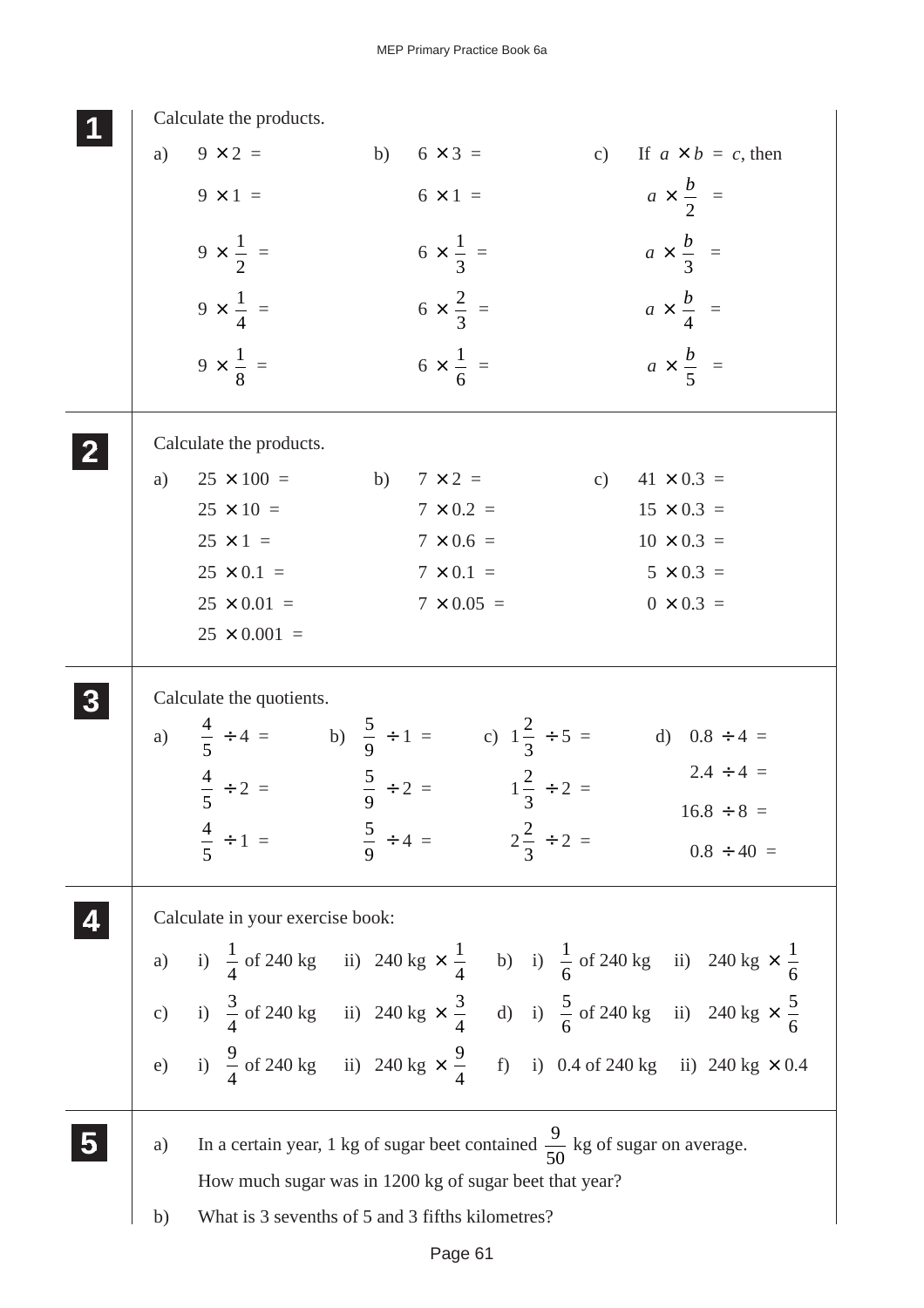## 1

Calculate the products.

a)
$9 \times 2 =$
$9 \times 1 =$
$9 \times \frac{1}{2} =$
$9 \times \frac{1}{4} =$
$9 \times \frac{1}{8} =$

b)
$6 \times 3 =$
$6 \times 1 =$
$6 \times \frac{1}{3} =$
$6 \times \frac{2}{3} =$
$6 \times \frac{1}{6} =$

c) If $a \times b = c$, then
$a \times \frac{b}{2} =$
$a \times \frac{b}{3} =$
$a \times \frac{b}{4} =$
$a \times \frac{b}{5} =$

## 2

Calculate the products.

a)
$25 \times 100 =$
$25 \times 10 =$
$25 \times 1 =$
$25 \times 0.1 =$
$25 \times 0.01 =$
$25 \times 0.001 =$

b)
$7 \times 2 =$
$7 \times 0.2 =$
$7 \times 0.6 =$
$7 \times 0.1 =$
$7 \times 0.05 =$

c)
$41 \times 0.3 =$
$15 \times 0.3 =$
$10 \times 0.3 =$
$5 \times 0.3 =$
$0 \times 0.3 =$

## 3

Calculate the quotients.

a)
$\frac{4}{5} \div 4 =$
$\frac{4}{5} \div 2 =$
$\frac{4}{5} \div 1 =$

b)
$\frac{5}{9} \div 1 =$
$\frac{5}{9} \div 2 =$
$\frac{5}{9} \div 4 =$

c)
$1\frac{2}{3} \div 5 =$
$1\frac{2}{3} \div 2 =$
$2\frac{2}{3} \div 2 =$

d)
$0.8 \div 4 =$
$2.4 \div 4 =$
$16.8 \div 8 =$
$0.8 \div 40 =$

## 4

Calculate in your exercise book:

a) i) $\frac{1}{4}$ of 240 kg ii) 240 kg $\times \frac{1}{4}$

b) i) $\frac{1}{6}$ of 240 kg ii) 240 kg $\times \frac{1}{6}$

c) i) $\frac{3}{4}$ of 240 kg ii) 240 kg $\times \frac{3}{4}$

d) i) $\frac{5}{6}$ of 240 kg ii) 240 kg $\times \frac{5}{6}$

e) i) $\frac{9}{4}$ of 240 kg ii) 240 kg $\times \frac{9}{4}$

f) i) 0.4 of 240 kg ii) 240 kg $\times$ 0.4

## 5

a) In a certain year, 1 kg of sugar beet contained $\frac{9}{50}$ kg of sugar on average.
How much sugar was in 1200 kg of sugar beet that year?

b) What is 3 sevenths of 5 and 3 fifths kilometres?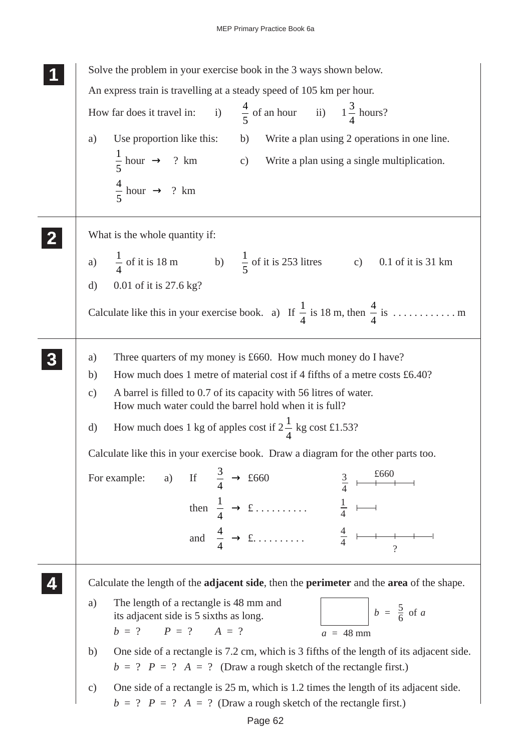**1**

Solve the problem in your exercise book in the 3 ways shown below.

An express train is travelling at a steady speed of 105 km per hour.

How far does it travel in: i) $\frac{4}{5}$ of an hour ii) $1\frac{3}{4}$ hours?

a) Use proportion like this:

$\frac{1}{5}$ hour $\rightarrow$ ? km

$\frac{4}{5}$ hour $\rightarrow$ ? km

b) Write a plan using 2 operations in one line.

c) Write a plan using a single multiplication.

**2**

What is the whole quantity if:

a) $\frac{1}{4}$ of it is 18 m b) $\frac{1}{5}$ of it is 253 litres c) 0.1 of it is 31 km

d) 0.01 of it is 27.6 kg?

Calculate like this in your exercise book. a) If $\frac{1}{4}$ is 18 m, then $\frac{4}{4}$ is . . . . . . . . . . . m

**3**

a) Three quarters of my money is £660. How much money do I have?

b) How much does 1 metre of material cost if 4 fifths of a metre costs £6.40?

c) A barrel is filled to 0.7 of its capacity with 56 litres of water. How much water could the barrel hold when it is full?

d) How much does 1 kg of apples cost if $2\frac{1}{4}$ kg cost £1.53?

Calculate like this in your exercise book. Draw a diagram for the other parts too.

For example: a) If $\frac{3}{4}$ $\rightarrow$ £660

then $\frac{1}{4}$ $\rightarrow$ £ . . . . . . . . . .

and $\frac{4}{4}$ $\rightarrow$ £. . . . . . . . . .

$\frac{3}{4}$ (£660), $\frac{1}{4}$, $\frac{4}{4}$ (?)

**4**

Calculate the length of the **adjacent side**, then the **perimeter** and the **area** of the shape.

a) The length of a rectangle is 48 mm and its adjacent side is 5 sixths as long.

$b$ = ? $P$ = ? $A$ = ?

$b = \frac{5}{6}$ of $a$

$a$ = 48 mm

b) One side of a rectangle is 7.2 cm, which is 3 fifths of the length of its adjacent side.

$b$ = ? $P$ = ? $A$ = ? (Draw a rough sketch of the rectangle first.)

c) One side of a rectangle is 25 m, which is 1.2 times the length of its adjacent side.

$b$ = ? $P$ = ? $A$ = ? (Draw a rough sketch of the rectangle first.)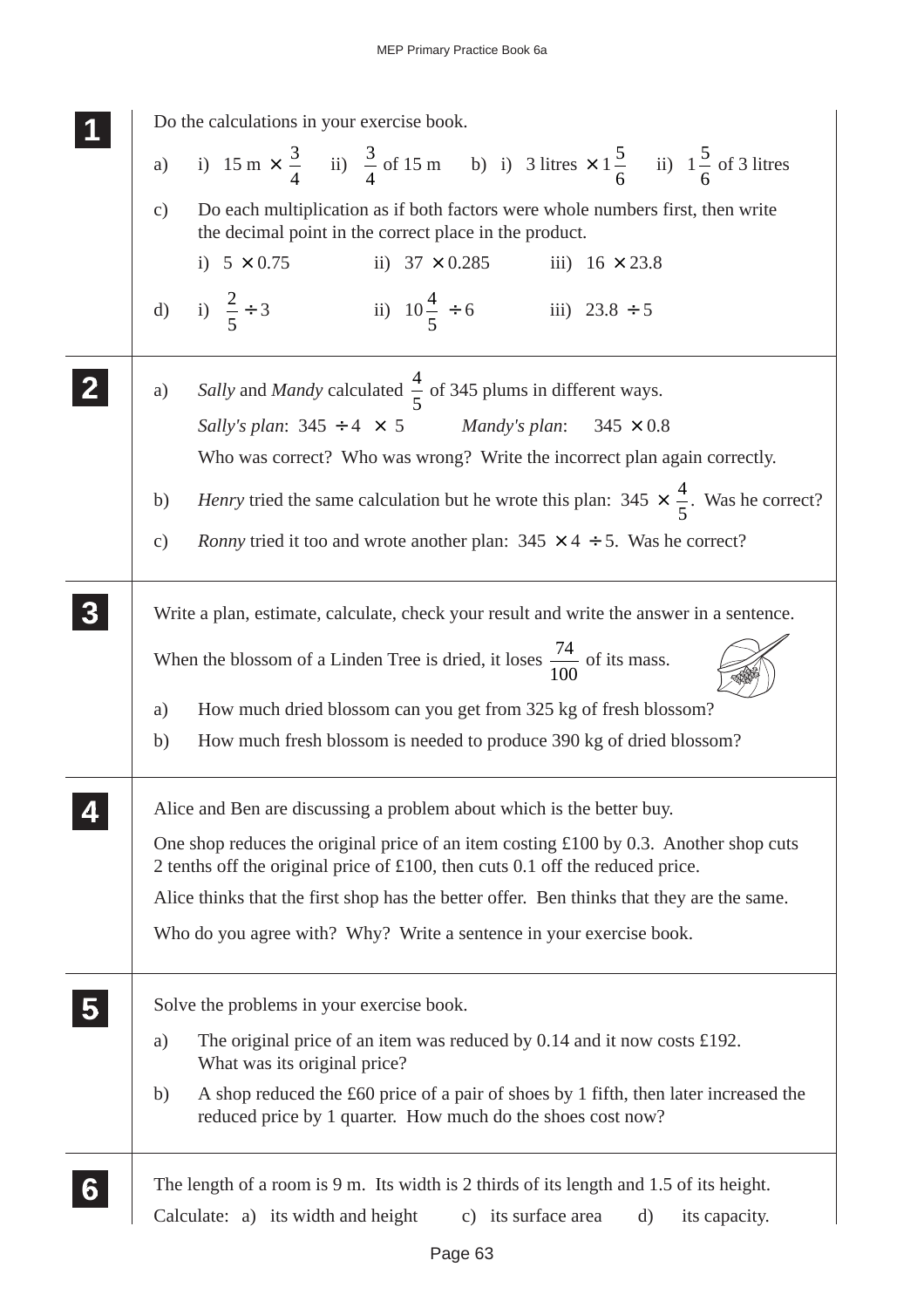**1**

Do the calculations in your exercise book.

a) i) $15 \text{ m} \times \frac{3}{4}$ ii) $\frac{3}{4}$ of 15 m b) i) 3 litres $\times 1\frac{5}{6}$ ii) $1\frac{5}{6}$ of 3 litres

c) Do each multiplication as if both factors were whole numbers first, then write the decimal point in the correct place in the product.

i) $5 \times 0.75$ ii) $37 \times 0.285$ iii) $16 \times 23.8$

d) i) $\frac{2}{5} \div 3$ ii) $10\frac{4}{5} \div 6$ iii) $23.8 \div 5$

**2**

a) *Sally* and *Mandy* calculated $\frac{4}{5}$ of 345 plums in different ways.

*Sally's plan*: $345 \div 4 \times 5$ *Mandy's plan*: $345 \times 0.8$

Who was correct? Who was wrong? Write the incorrect plan again correctly.

b) *Henry* tried the same calculation but he wrote this plan: $345 \times \frac{4}{5}$. Was he correct?

c) *Ronny* tried it too and wrote another plan: $345 \times 4 \div 5$. Was he correct?

**3**

Write a plan, estimate, calculate, check your result and write the answer in a sentence.

When the blossom of a Linden Tree is dried, it loses $\frac{74}{100}$ of its mass.

a) How much dried blossom can you get from 325 kg of fresh blossom?

b) How much fresh blossom is needed to produce 390 kg of dried blossom?

**4**

Alice and Ben are discussing a problem about which is the better buy.

One shop reduces the original price of an item costing £100 by 0.3. Another shop cuts 2 tenths off the original price of £100, then cuts 0.1 off the reduced price.

Alice thinks that the first shop has the better offer. Ben thinks that they are the same.

Who do you agree with? Why? Write a sentence in your exercise book.

**5**

Solve the problems in your exercise book.

a) The original price of an item was reduced by 0.14 and it now costs £192. What was its original price?

b) A shop reduced the £60 price of a pair of shoes by 1 fifth, then later increased the reduced price by 1 quarter. How much do the shoes cost now?

**6**

The length of a room is 9 m. Its width is 2 thirds of its length and 1.5 of its height.

Calculate: a) its width and height c) its surface area d) its capacity.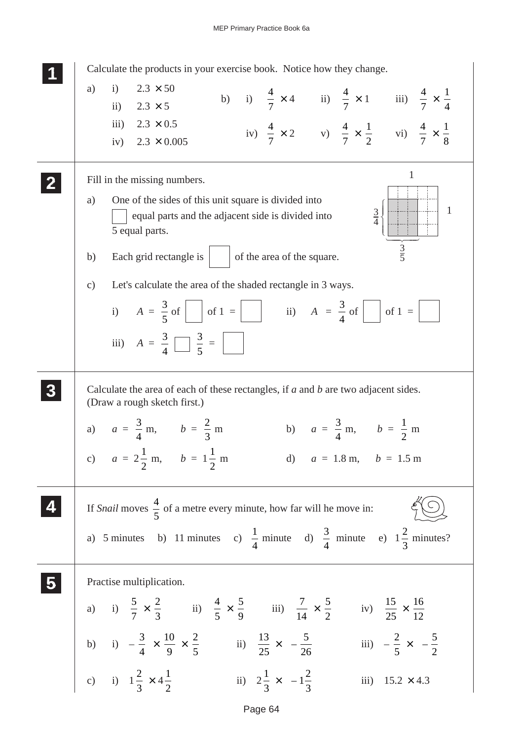**1** Calculate the products in your exercise book. Notice how they change.

a) i) $2.3 \times 50$
   ii) $2.3 \times 5$
   iii) $2.3 \times 0.5$
   iv) $2.3 \times 0.005$

b) i) $\frac{4}{7} \times 4$  ii) $\frac{4}{7} \times 1$  iii) $\frac{4}{7} \times \frac{1}{4}$
   iv) $\frac{4}{7} \times 2$  v) $\frac{4}{7} \times \frac{1}{2}$  vi) $\frac{4}{7} \times \frac{1}{8}$

**2** Fill in the missing numbers.

a) One of the sides of this unit square is divided into ☐ equal parts and the adjacent side is divided into 5 equal parts.

b) Each grid rectangle is ☐ of the area of the square.

c) Let's calculate the area of the shaded rectangle in 3 ways.

   i) $A = \frac{3}{5}$ of ☐ of 1 = ☐   ii) $A = \frac{3}{4}$ of ☐ of 1 = ☐

   iii) $A = \frac{3}{4}$ ☐ $\frac{3}{5}$ = ☐

**3** Calculate the area of each of these rectangles, if $a$ and $b$ are two adjacent sides. (Draw a rough sketch first.)

a) $a = \frac{3}{4}$ m, $b = \frac{2}{3}$ m   b) $a = \frac{3}{4}$ m, $b = \frac{1}{2}$ m

c) $a = 2\frac{1}{2}$ m, $b = 1\frac{1}{2}$ m   d) $a = 1.8$ m, $b = 1.5$ m

**4** If *Snail* moves $\frac{4}{5}$ of a metre every minute, how far will he move in:

a) 5 minutes  b) 11 minutes  c) $\frac{1}{4}$ minute  d) $\frac{3}{4}$ minute  e) $1\frac{2}{3}$ minutes?

**5** Practise multiplication.

a) i) $\frac{5}{7} \times \frac{2}{3}$  ii) $\frac{4}{5} \times \frac{5}{9}$  iii) $\frac{7}{14} \times \frac{5}{2}$  iv) $\frac{15}{25} \times \frac{16}{12}$

b) i) $-\frac{3}{4} \times \frac{10}{9} \times \frac{2}{5}$  ii) $\frac{13}{25} \times -\frac{5}{26}$  iii) $-\frac{2}{5} \times -\frac{5}{2}$

c) i) $1\frac{2}{3} \times 4\frac{1}{2}$  ii) $2\frac{1}{3} \times -1\frac{2}{3}$  iii) $15.2 \times 4.3$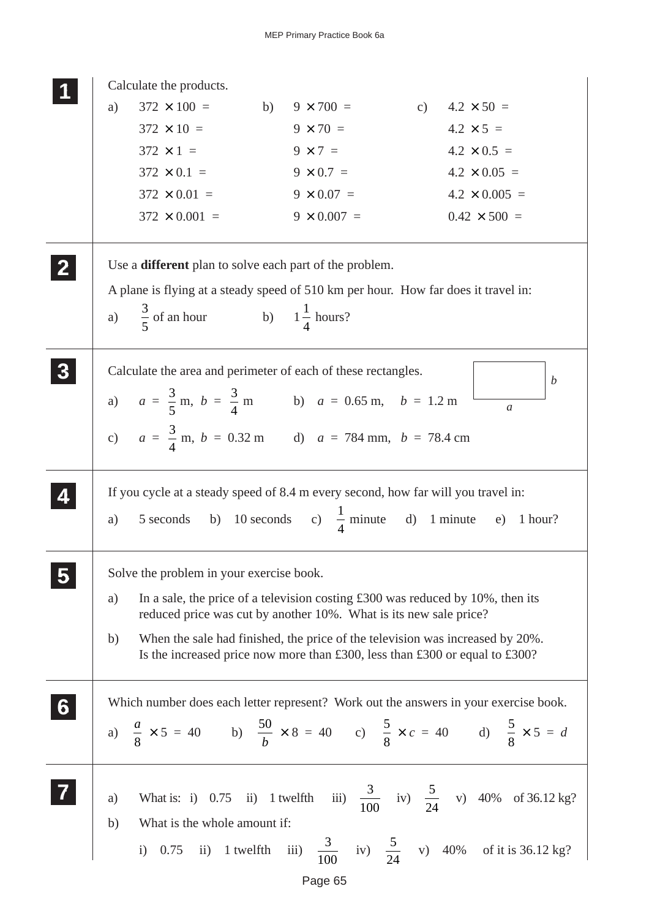**1** Calculate the products.

a)
$372 \times 100 =$
$372 \times 10 =$
$372 \times 1 =$
$372 \times 0.1 =$
$372 \times 0.01 =$
$372 \times 0.001 =$

b)
$9 \times 700 =$
$9 \times 70 =$
$9 \times 7 =$
$9 \times 0.7 =$
$9 \times 0.07 =$
$9 \times 0.007 =$

c)
$4.2 \times 50 =$
$4.2 \times 5 =$
$4.2 \times 0.5 =$
$4.2 \times 0.05 =$
$4.2 \times 0.005 =$
$0.42 \times 500 =$

---

**2** Use a **different** plan to solve each part of the problem.

A plane is flying at a steady speed of 510 km per hour. How far does it travel in:

a) $\frac{3}{5}$ of an hour  b) $1\frac{1}{4}$ hours?

---

**3** Calculate the area and perimeter of each of these rectangles. (Rectangle with sides $a$ and $b$.)

a) $a = \frac{3}{5}$ m, $b = \frac{3}{4}$ m  b) $a = 0.65$ m, $b = 1.2$ m

c) $a = \frac{3}{4}$ m, $b = 0.32$ m  d) $a = 784$ mm, $b = 78.4$ cm

---

**4** If you cycle at a steady speed of 8.4 m every second, how far will you travel in:

a) 5 seconds  b) 10 seconds  c) $\frac{1}{4}$ minute  d) 1 minute  e) 1 hour?

---

**5** Solve the problem in your exercise book.

a) In a sale, the price of a television costing £300 was reduced by 10%, then its reduced price was cut by another 10%. What is its new sale price?

b) When the sale had finished, the price of the television was increased by 20%. Is the increased price now more than £300, less than £300 or equal to £300?

---

**6** Which number does each letter represent? Work out the answers in your exercise book.

a) $\frac{a}{8} \times 5 = 40$  b) $\frac{50}{b} \times 8 = 40$  c) $\frac{5}{8} \times c = 40$  d) $\frac{5}{8} \times 5 = d$

---

**7**

a) What is: i) 0.75  ii) 1 twelfth  iii) $\frac{3}{100}$  iv) $\frac{5}{24}$  v) 40%  of 36.12 kg?

b) What is the whole amount if:

i) 0.75  ii) 1 twelfth  iii) $\frac{3}{100}$  iv) $\frac{5}{24}$  v) 40%  of it is 36.12 kg?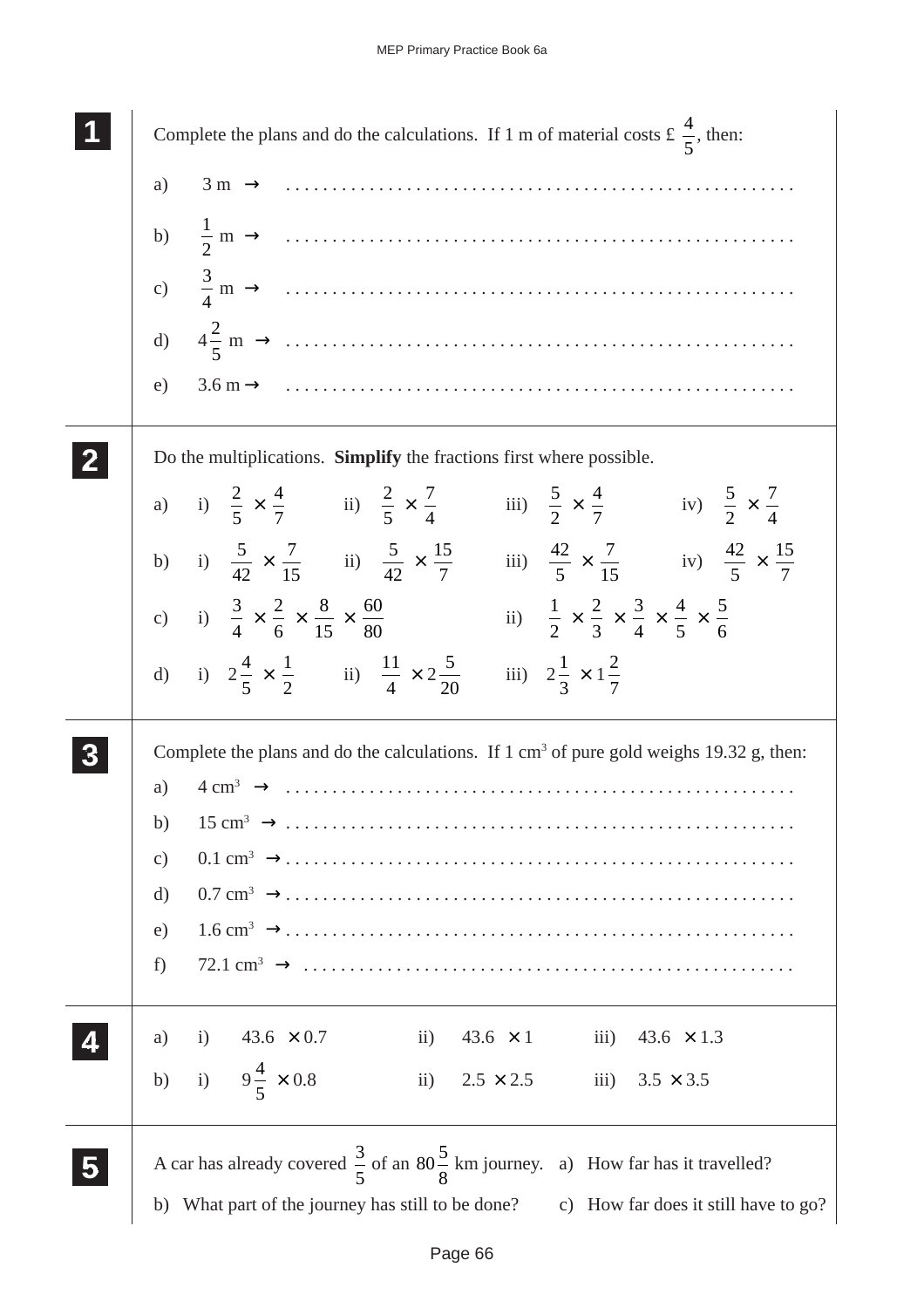**1** Complete the plans and do the calculations. If 1 m of material costs £ $\frac{4}{5}$, then:

a) 3 m $\rightarrow$ ....................................................

b) $\frac{1}{2}$ m $\rightarrow$ ....................................................

c) $\frac{3}{4}$ m $\rightarrow$ ....................................................

d) $4\frac{2}{5}$ m $\rightarrow$ ....................................................

e) 3.6 m $\rightarrow$ ....................................................

**2** Do the multiplications. **Simplify** the fractions first where possible.

a) i) $\frac{2}{5} \times \frac{4}{7}$ ii) $\frac{2}{5} \times \frac{7}{4}$ iii) $\frac{5}{2} \times \frac{4}{7}$ iv) $\frac{5}{2} \times \frac{7}{4}$

b) i) $\frac{5}{42} \times \frac{7}{15}$ ii) $\frac{5}{42} \times \frac{15}{7}$ iii) $\frac{42}{5} \times \frac{7}{15}$ iv) $\frac{42}{5} \times \frac{15}{7}$

c) i) $\frac{3}{4} \times \frac{2}{6} \times \frac{8}{15} \times \frac{60}{80}$ ii) $\frac{1}{2} \times \frac{2}{3} \times \frac{3}{4} \times \frac{4}{5} \times \frac{5}{6}$

d) i) $2\frac{4}{5} \times \frac{1}{2}$ ii) $\frac{11}{4} \times 2\frac{5}{20}$ iii) $2\frac{1}{3} \times 1\frac{2}{7}$

**3** Complete the plans and do the calculations. If 1 $cm^3$ of pure gold weighs 19.32 g, then:

a) 4 $cm^3$ $\rightarrow$ ....................................................

b) 15 $cm^3$ $\rightarrow$ ....................................................

c) 0.1 $cm^3$ $\rightarrow$ ....................................................

d) 0.7 $cm^3$ $\rightarrow$ ....................................................

e) 1.6 $cm^3$ $\rightarrow$ ....................................................

f) 72.1 $cm^3$ $\rightarrow$ ....................................................

**4**

a) i) $43.6 \times 0.7$ ii) $43.6 \times 1$ iii) $43.6 \times 1.3$

b) i) $9\frac{4}{5} \times 0.8$ ii) $2.5 \times 2.5$ iii) $3.5 \times 3.5$

**5** A car has already covered $\frac{3}{5}$ of an $80\frac{5}{8}$ km journey. a) How far has it travelled?

b) What part of the journey has still to be done? c) How far does it still have to go?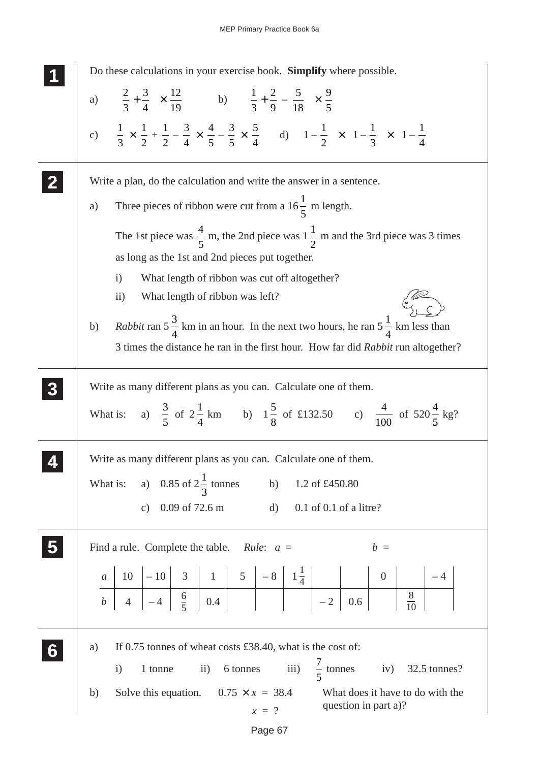**1** Do these calculations in your exercise book. **Simplify** where possible.

a) $\frac{2}{3} + \frac{3}{4} \quad \times \frac{12}{19}$ b) $\frac{1}{3} + \frac{2}{9} - \frac{5}{18} \quad \times \frac{9}{5}$

c) $\frac{1}{3} \times \frac{1}{2} + \frac{1}{2} - \frac{3}{4} \times \frac{4}{5} - \frac{3}{5} \times \frac{5}{4}$ d) $1 - \frac{1}{2} \quad \times \; 1 - \frac{1}{3} \quad \times \; 1 - \frac{1}{4}$

**2** Write a plan, do the calculation and write the answer in a sentence.

a) Three pieces of ribbon were cut from a $16\frac{1}{5}$ m length.

The 1st piece was $\frac{4}{5}$ m, the 2nd piece was $1\frac{1}{2}$ m and the 3rd piece was 3 times as long as the 1st and 2nd pieces put together.

i) What length of ribbon was cut off altogether?

ii) What length of ribbon was left?

b) *Rabbit* ran $5\frac{3}{4}$ km in an hour. In the next two hours, he ran $5\frac{1}{4}$ km less than 3 times the distance he ran in the first hour. How far did *Rabbit* run altogether?

**3** Write as many different plans as you can. Calculate one of them.

What is: a) $\frac{3}{5}$ of $2\frac{1}{4}$ km b) $1\frac{5}{8}$ of £132.50 c) $\frac{4}{100}$ of $520\frac{4}{5}$ kg?

**4** Write as many different plans as you can. Calculate one of them.

What is: a) 0.85 of $2\frac{1}{3}$ tonnes b) 1.2 of £450.80

c) 0.09 of 72.6 m d) 0.1 of 0.1 of a litre?

**5** Find a rule. Complete the table. *Rule*: $a$ = $b$ =

| $a$ | 10 | – 10 | 3 | 1 | 5 | – 8 | $1\frac{1}{4}$ | | | 0 | | – 4 |
|---|---|---|---|---|---|---|---|---|---|---|---|---|
| $b$ | 4 | – 4 | $\frac{6}{5}$ | 0.4 | | | | – 2 | 0.6 | | $\frac{8}{10}$ | |

**6** a) If 0.75 tonnes of wheat costs £38.40, what is the cost of:

i) 1 tonne ii) 6 tonnes iii) $\frac{7}{5}$ tonnes iv) 32.5 tonnes?

b) Solve this equation. $0.75 \times x = 38.4$

$x = ?$

What does it have to do with the question in part a)?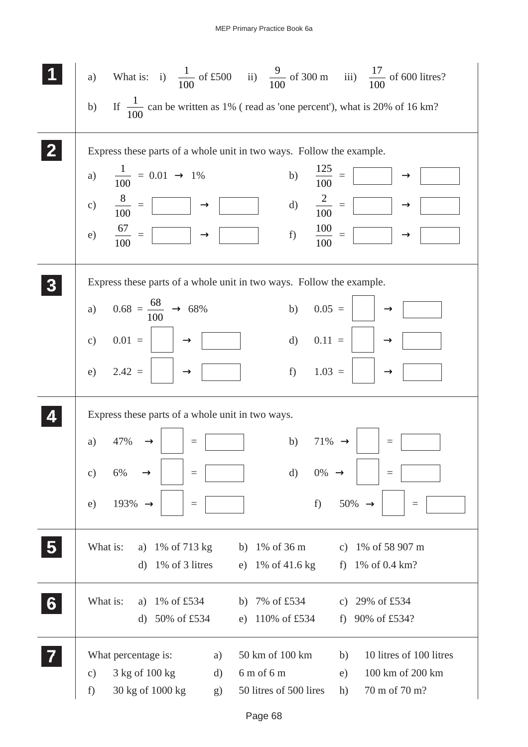**1**

a) What is: i) $\frac{1}{100}$ of £500 ii) $\frac{9}{100}$ of 300 m iii) $\frac{17}{100}$ of 600 litres?

b) If $\frac{1}{100}$ can be written as 1% ( read as 'one percent'), what is 20% of 16 km?

**2**

Express these parts of a whole unit in two ways. Follow the example.

a) $\frac{1}{100}$ = 0.01 → 1%

b) $\frac{125}{100}$ = ☐ → ☐

c) $\frac{8}{100}$ = ☐ → ☐

d) $\frac{2}{100}$ = ☐ → ☐

e) $\frac{67}{100}$ = ☐ → ☐

f) $\frac{100}{100}$ = ☐ → ☐

**3**

Express these parts of a whole unit in two ways. Follow the example.

a) 0.68 = $\frac{68}{100}$ → 68%

b) 0.05 = ☐ → ☐

c) 0.01 = ☐ → ☐

d) 0.11 = ☐ → ☐

e) 2.42 = ☐ → ☐

f) 1.03 = ☐ → ☐

**4**

Express these parts of a whole unit in two ways.

a) 47% → ☐ = ☐

b) 71% → ☐ = ☐

c) 6% → ☐ = ☐

d) 0% → ☐ = ☐

e) 193% → ☐ = ☐

f) 50% → ☐ = ☐

**5**

What is: a) 1% of 713 kg b) 1% of 36 m c) 1% of 58 907 m
d) 1% of 3 litres e) 1% of 41.6 kg f) 1% of 0.4 km?

**6**

What is: a) 1% of £534 b) 7% of £534 c) 29% of £534
d) 50% of £534 e) 110% of £534 f) 90% of £534?

**7**

What percentage is: a) 50 km of 100 km b) 10 litres of 100 litres
c) 3 kg of 100 kg d) 6 m of 6 m e) 100 km of 200 km
f) 30 kg of 1000 kg g) 50 litres of 500 lires h) 70 m of 70 m?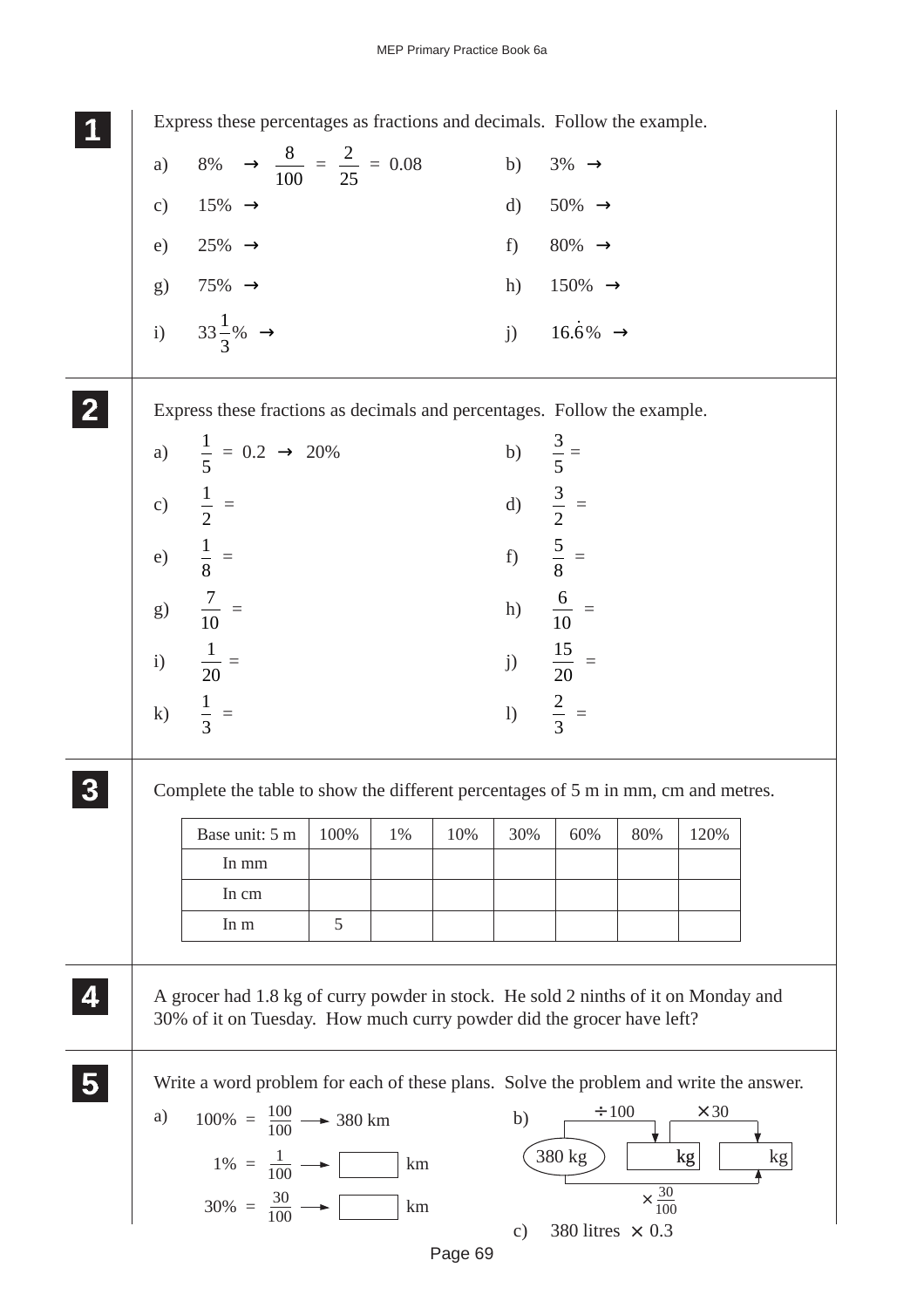**1** Express these percentages as fractions and decimals. Follow the example.

a) $8\% \rightarrow \frac{8}{100} = \frac{2}{25} = 0.08$

b) $3\% \rightarrow$

c) $15\% \rightarrow$

d) $50\% \rightarrow$

e) $25\% \rightarrow$

f) $80\% \rightarrow$

g) $75\% \rightarrow$

h) $150\% \rightarrow$

i) $33\frac{1}{3}\% \rightarrow$

j) $16.\dot{6}\% \rightarrow$

**2** Express these fractions as decimals and percentages. Follow the example.

a) $\frac{1}{5} = 0.2 \rightarrow 20\%$

b) $\frac{3}{5} =$

c) $\frac{1}{2} =$

d) $\frac{3}{2} =$

e) $\frac{1}{8} =$

f) $\frac{5}{8} =$

g) $\frac{7}{10} =$

h) $\frac{6}{10} =$

i) $\frac{1}{20} =$

j) $\frac{15}{20} =$

k) $\frac{1}{3} =$

l) $\frac{2}{3} =$

**3** Complete the table to show the different percentages of 5 m in mm, cm and metres.

| Base unit: 5 m | 100% | 1% | 10% | 30% | 60% | 80% | 120% |
|---|---|---|---|---|---|---|---|
| In mm | | | | | | | |
| In cm | | | | | | | |
| In m | 5 | | | | | | |

**4** A grocer had 1.8 kg of curry powder in stock. He sold 2 ninths of it on Monday and 30% of it on Tuesday. How much curry powder did the grocer have left?

**5** Write a word problem for each of these plans. Solve the problem and write the answer.

a) $100\% = \frac{100}{100} \longrightarrow$ 380 km

$1\% = \frac{1}{100} \longrightarrow$ ☐ km

$30\% = \frac{30}{100} \longrightarrow$ ☐ km

b) 380 kg $\xrightarrow{\div 100}$ ☐ kg $\xrightarrow{\times 30}$ ☐ kg

380 kg $\xrightarrow{\times \frac{30}{100}}$ ☐ kg

c) 380 litres $\times$ 0.3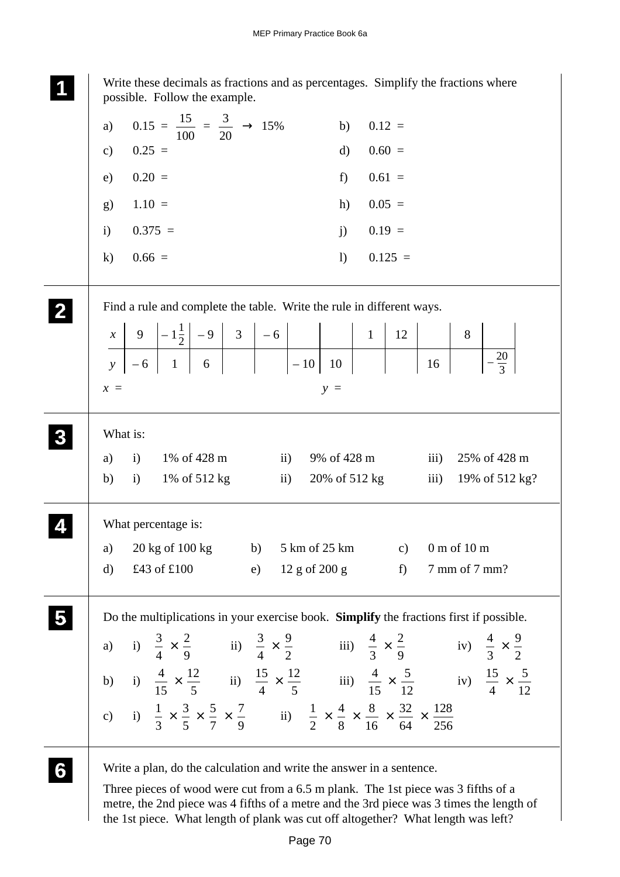**1**

Write these decimals as fractions and as percentages. Simplify the fractions where possible. Follow the example.

a) $0.15 = \frac{15}{100} = \frac{3}{20} \rightarrow 15\%$

b) $0.12 =$

c) $0.25 =$

d) $0.60 =$

e) $0.20 =$

f) $0.61 =$

g) $1.10 =$

h) $0.05 =$

i) $0.375 =$

j) $0.19 =$

k) $0.66 =$

l) $0.125 =$

**2**

Find a rule and complete the table. Write the rule in different ways.

| $x$ | 9 | $-1\frac{1}{2}$ | $-9$ | 3 | $-6$ | | | 1 | 12 | | 8 | |
|---|---|---|---|---|---|---|---|---|---|---|---|---|
| $y$ | $-6$ | 1 | 6 | | | $-10$ | 10 | | | 16 | | $-\frac{20}{3}$ |

$x =$

$y =$

**3**

What is:

a) i) 1% of 428 m  ii) 9% of 428 m  iii) 25% of 428 m

b) i) 1% of 512 kg  ii) 20% of 512 kg  iii) 19% of 512 kg?

**4**

What percentage is:

a) 20 kg of 100 kg  b) 5 km of 25 km  c) 0 m of 10 m

d) £43 of £100  e) 12 g of 200 g  f) 7 mm of 7 mm?

**5**

Do the multiplications in your exercise book. **Simplify** the fractions first if possible.

a) i) $\frac{3}{4} \times \frac{2}{9}$  ii) $\frac{3}{4} \times \frac{9}{2}$  iii) $\frac{4}{3} \times \frac{2}{9}$  iv) $\frac{4}{3} \times \frac{9}{2}$

b) i) $\frac{4}{15} \times \frac{12}{5}$  ii) $\frac{15}{4} \times \frac{12}{5}$  iii) $\frac{4}{15} \times \frac{5}{12}$  iv) $\frac{15}{4} \times \frac{5}{12}$

c) i) $\frac{1}{3} \times \frac{3}{5} \times \frac{5}{7} \times \frac{7}{9}$  ii) $\frac{1}{2} \times \frac{4}{8} \times \frac{8}{16} \times \frac{32}{64} \times \frac{128}{256}$

**6**

Write a plan, do the calculation and write the answer in a sentence.

Three pieces of wood were cut from a 6.5 m plank. The 1st piece was 3 fifths of a metre, the 2nd piece was 4 fifths of a metre and the 3rd piece was 3 times the length of the 1st piece. What length of plank was cut off altogether? What length was left?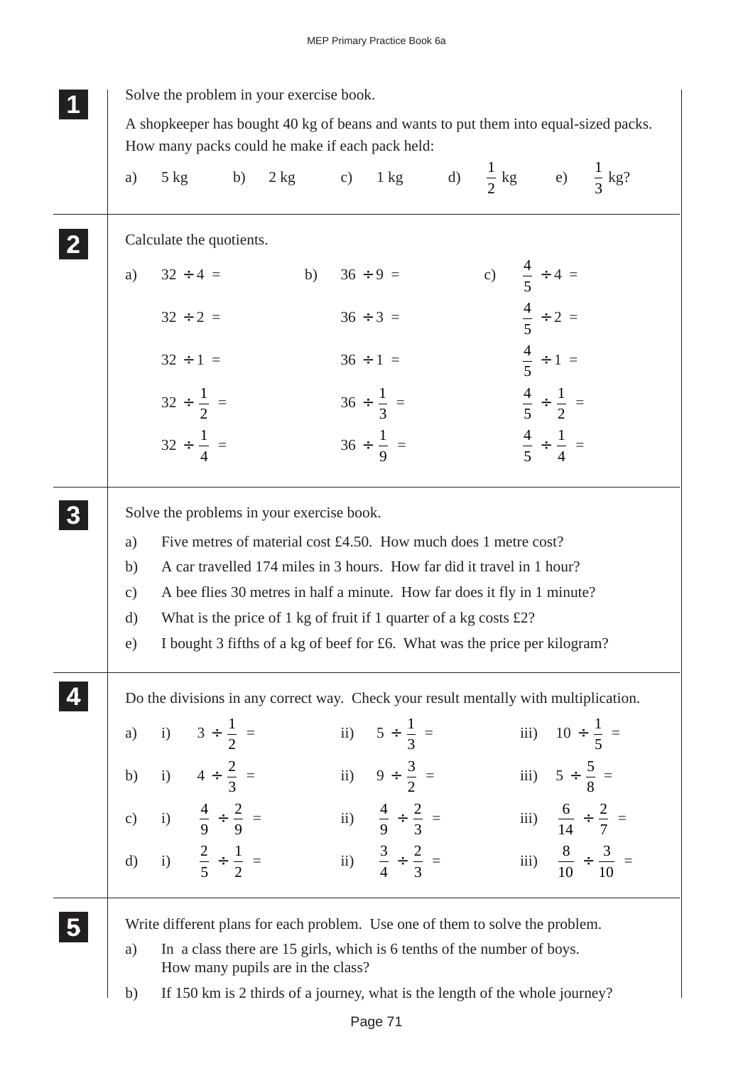**1** Solve the problem in your exercise book.

A shopkeeper has bought 40 kg of beans and wants to put them into equal-sized packs. How many packs could he make if each pack held:

a) 5 kg  b) 2 kg  c) 1 kg  d) $\frac{1}{2}$ kg  e) $\frac{1}{3}$ kg?

---

**2** Calculate the quotients.

a)
$32 \div 4 =$
$32 \div 2 =$
$32 \div 1 =$
$32 \div \frac{1}{2} =$
$32 \div \frac{1}{4} =$

b)
$36 \div 9 =$
$36 \div 3 =$
$36 \div 1 =$
$36 \div \frac{1}{3} =$
$36 \div \frac{1}{9} =$

c)
$\frac{4}{5} \div 4 =$
$\frac{4}{5} \div 2 =$
$\frac{4}{5} \div 1 =$
$\frac{4}{5} \div \frac{1}{2} =$
$\frac{4}{5} \div \frac{1}{4} =$

---

**3** Solve the problems in your exercise book.

a) Five metres of material cost £4.50. How much does 1 metre cost?

b) A car travelled 174 miles in 3 hours. How far did it travel in 1 hour?

c) A bee flies 30 metres in half a minute. How far does it fly in 1 minute?

d) What is the price of 1 kg of fruit if 1 quarter of a kg costs £2?

e) I bought 3 fifths of a kg of beef for £6. What was the price per kilogram?

---

**4** Do the divisions in any correct way. Check your result mentally with multiplication.

a) i) $3 \div \frac{1}{2} =$  ii) $5 \div \frac{1}{3} =$  iii) $10 \div \frac{1}{5} =$

b) i) $4 \div \frac{2}{3} =$  ii) $9 \div \frac{3}{2} =$  iii) $5 \div \frac{5}{8} =$

c) i) $\frac{4}{9} \div \frac{2}{9} =$  ii) $\frac{4}{9} \div \frac{2}{3} =$  iii) $\frac{6}{14} \div \frac{2}{7} =$

d) i) $\frac{2}{5} \div \frac{1}{2} =$  ii) $\frac{3}{4} \div \frac{2}{3} =$  iii) $\frac{8}{10} \div \frac{3}{10} =$

---

**5** Write different plans for each problem. Use one of them to solve the problem.

a) In a class there are 15 girls, which is 6 tenths of the number of boys. How many pupils are in the class?

b) If 150 km is 2 thirds of a journey, what is the length of the whole journey?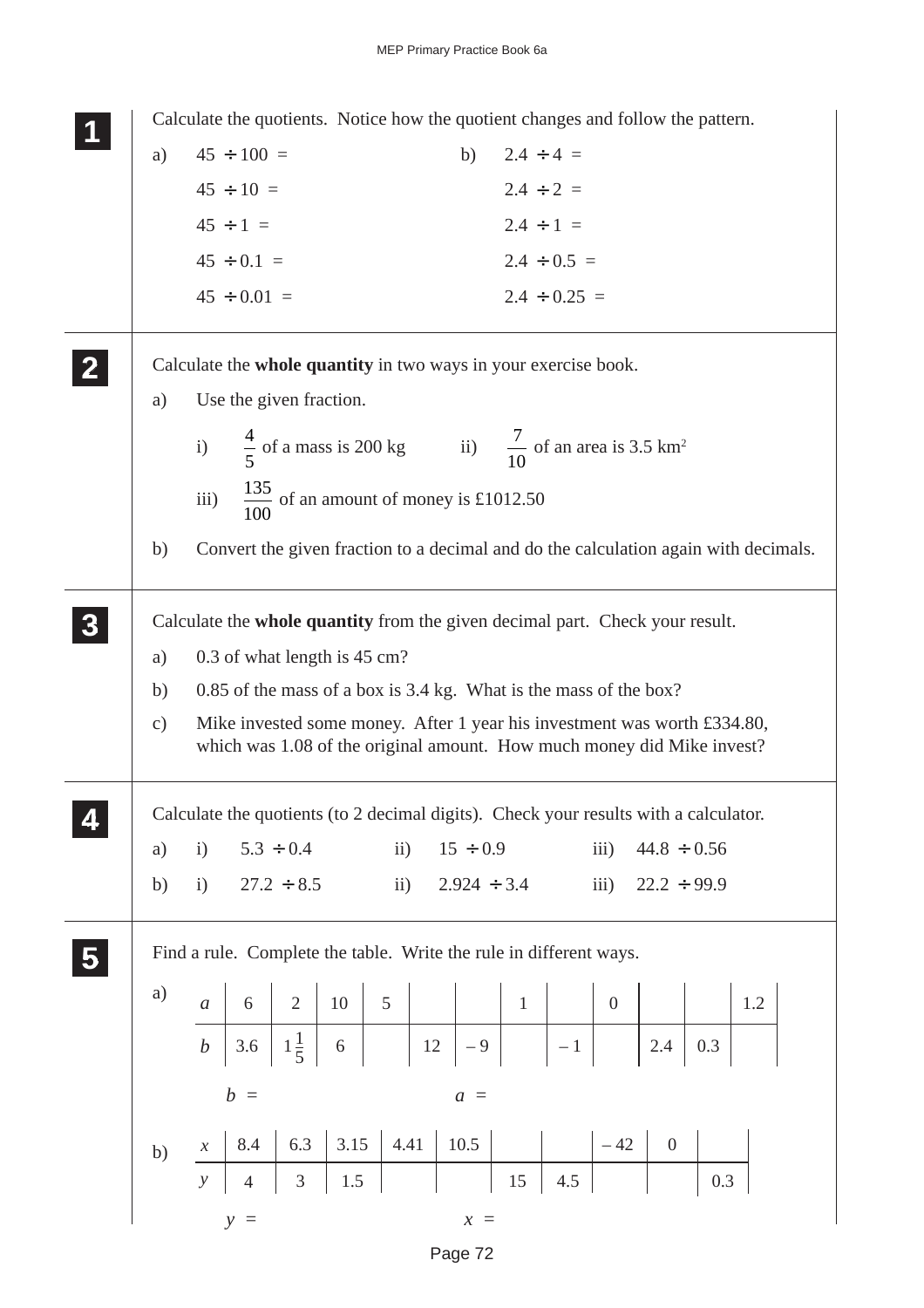**1** Calculate the quotients. Notice how the quotient changes and follow the pattern.

a) $45 \div 100 =$

$45 \div 10 =$

$45 \div 1 =$

$45 \div 0.1 =$

$45 \div 0.01 =$

b) $2.4 \div 4 =$

$2.4 \div 2 =$

$2.4 \div 1 =$

$2.4 \div 0.5 =$

$2.4 \div 0.25 =$

**2** Calculate the **whole quantity** in two ways in your exercise book.

a) Use the given fraction.

i) $\frac{4}{5}$ of a mass is 200 kg

ii) $\frac{7}{10}$ of an area is 3.5 km$^2$

iii) $\frac{135}{100}$ of an amount of money is £1012.50

b) Convert the given fraction to a decimal and do the calculation again with decimals.

**3** Calculate the **whole quantity** from the given decimal part. Check your result.

a) 0.3 of what length is 45 cm?

b) 0.85 of the mass of a box is 3.4 kg. What is the mass of the box?

c) Mike invested some money. After 1 year his investment was worth £334.80, which was 1.08 of the original amount. How much money did Mike invest?

**4** Calculate the quotients (to 2 decimal digits). Check your results with a calculator.

a) i) $5.3 \div 0.4$ ii) $15 \div 0.9$ iii) $44.8 \div 0.56$

b) i) $27.2 \div 8.5$ ii) $2.924 \div 3.4$ iii) $22.2 \div 99.9$

**5** Find a rule. Complete the table. Write the rule in different ways.

a)

| $a$ | 6 | 2 | 10 | 5 | | | 1 | | 0 | | | 1.2 |
|---|---|---|---|---|---|---|---|---|---|---|---|---|
| $b$ | 3.6 | $1\frac{1}{5}$ | 6 | | 12 | – 9 | | – 1 | | 2.4 | 0.3 | |

$b =$ $a =$

b)

| $x$ | 8.4 | 6.3 | 3.15 | 4.41 | 10.5 | | | – 42 | 0 | |
|---|---|---|---|---|---|---|---|---|---|---|
| $y$ | 4 | 3 | 1.5 | | | 15 | 4.5 | | | 0.3 |

$y =$ $x =$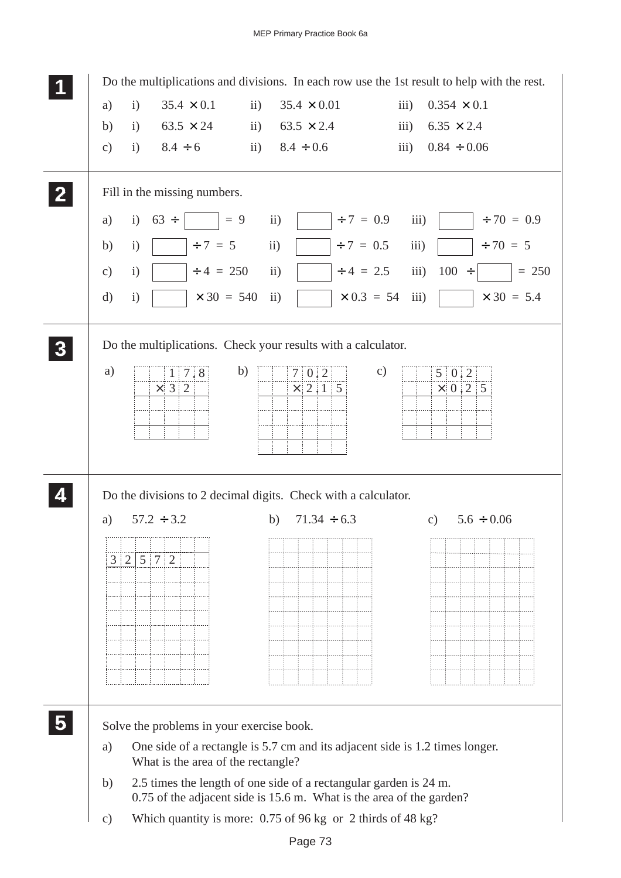**1** Do the multiplications and divisions. In each row use the 1st result to help with the rest.

a) i) $35.4 \times 0.1$ ii) $35.4 \times 0.01$ iii) $0.354 \times 0.1$

b) i) $63.5 \times 24$ ii) $63.5 \times 2.4$ iii) $6.35 \times 2.4$

c) i) $8.4 \div 6$ ii) $8.4 \div 0.6$ iii) $0.84 \div 0.06$

**2** Fill in the missing numbers.

a) i) $63 \div \square = 9$ ii) $\square \div 7 = 0.9$ iii) $\square \div 70 = 0.9$

b) i) $\square \div 7 = 5$ ii) $\square \div 7 = 0.5$ iii) $\square \div 70 = 5$

c) i) $\square \div 4 = 250$ ii) $\square \div 4 = 2.5$ iii) $100 \div \square = 250$

d) i) $\square \times 30 = 540$ ii) $\square \times 0.3 = 54$ iii) $\square \times 30 = 5.4$

**3** Do the multiplications. Check your results with a calculator.

a) $17.8 \times 32$

b) $70.2 \times 2.15$

c) $50.2 \times 0.25$

**4** Do the divisions to 2 decimal digits. Check with a calculator.

a) $57.2 \div 3.2$

32 | 572

b) $71.34 \div 6.3$

c) $5.6 \div 0.06$

**5** Solve the problems in your exercise book.

a) One side of a rectangle is 5.7 cm and its adjacent side is 1.2 times longer. What is the area of the rectangle?

b) 2.5 times the length of one side of a rectangular garden is 24 m. 0.75 of the adjacent side is 15.6 m. What is the area of the garden?

c) Which quantity is more: 0.75 of 96 kg or 2 thirds of 48 kg?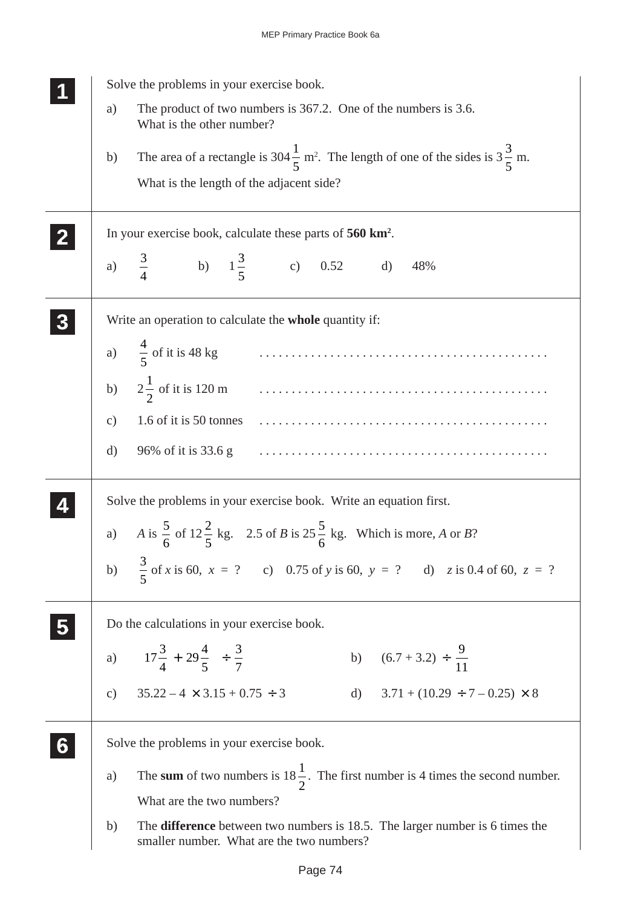**1** Solve the problems in your exercise book.

a) The product of two numbers is 367.2. One of the numbers is 3.6. What is the other number?

b) The area of a rectangle is $304\frac{1}{5}$ m$^2$. The length of one of the sides is $3\frac{3}{5}$ m. What is the length of the adjacent side?

**2** In your exercise book, calculate these parts of **560 km$^2$**.

a) $\frac{3}{4}$ b) $1\frac{3}{5}$ c) 0.52 d) 48%

**3** Write an operation to calculate the **whole** quantity if:

a) $\frac{4}{5}$ of it is 48 kg . . . . . . . . . . . . . . . . . . . . . . . . . . . . . . . . . . . . . . . . . . . .

b) $2\frac{1}{2}$ of it is 120 m . . . . . . . . . . . . . . . . . . . . . . . . . . . . . . . . . . . . . . . . . . . .

c) 1.6 of it is 50 tonnes . . . . . . . . . . . . . . . . . . . . . . . . . . . . . . . . . . . . . . . . . . . .

d) 96% of it is 33.6 g . . . . . . . . . . . . . . . . . . . . . . . . . . . . . . . . . . . . . . . . . . . .

**4** Solve the problems in your exercise book. Write an equation first.

a) $A$ is $\frac{5}{6}$ of $12\frac{2}{5}$ kg. 2.5 of $B$ is $25\frac{5}{6}$ kg. Which is more, $A$ or $B$?

b) $\frac{3}{5}$ of $x$ is 60, $x$ = ? c) 0.75 of $y$ is 60, $y$ = ? d) $z$ is 0.4 of 60, $z$ = ?

**5** Do the calculations in your exercise book.

a) $17\frac{3}{4} + 29\frac{4}{5} \div \frac{3}{7}$ b) $(6.7 + 3.2) \div \frac{9}{11}$

c) $35.22 - 4 \times 3.15 + 0.75 \div 3$ d) $3.71 + (10.29 \div 7 - 0.25) \times 8$

**6** Solve the problems in your exercise book.

a) The **sum** of two numbers is $18\frac{1}{2}$. The first number is 4 times the second number. What are the two numbers?

b) The **difference** between two numbers is 18.5. The larger number is 6 times the smaller number. What are the two numbers?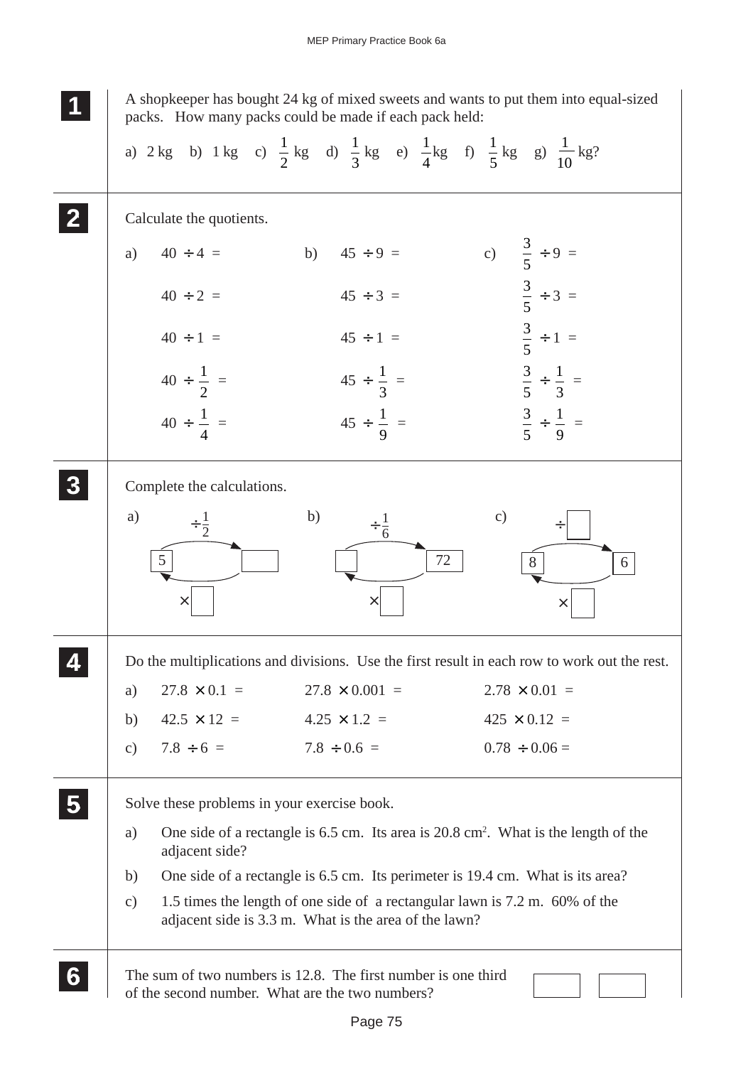**1** A shopkeeper has bought 24 kg of mixed sweets and wants to put them into equal-sized packs. How many packs could be made if each pack held:

a) 2 kg b) 1 kg c) $\frac{1}{2}$ kg d) $\frac{1}{3}$ kg e) $\frac{1}{4}$ kg f) $\frac{1}{5}$ kg g) $\frac{1}{10}$ kg?

**2** Calculate the quotients.

| a) | b) | c) |
|---|---|---|
| $40 \div 4 =$ | $45 \div 9 =$ | $\frac{3}{5} \div 9 =$ |
| $40 \div 2 =$ | $45 \div 3 =$ | $\frac{3}{5} \div 3 =$ |
| $40 \div 1 =$ | $45 \div 1 =$ | $\frac{3}{5} \div 1 =$ |
| $40 \div \frac{1}{2} =$ | $45 \div \frac{1}{3} =$ | $\frac{3}{5} \div \frac{1}{3} =$ |
| $40 \div \frac{1}{4} =$ | $45 \div \frac{1}{9} =$ | $\frac{3}{5} \div \frac{1}{9} =$ |

**3** Complete the calculations.

a) 5 $\xrightarrow{\div \frac{1}{2}}$ ☐ , ☐ $\xrightarrow{\times ☐}$ 5

b) ☐ $\xrightarrow{\div \frac{1}{6}}$ 72 , 72 $\xrightarrow{\times ☐}$ ☐

c) 8 $\xrightarrow{\div ☐}$ 6 , 6 $\xrightarrow{\times ☐}$ 8

**4** Do the multiplications and divisions. Use the first result in each row to work out the rest.

| | | | |
|---|---|---|---|
| a) | $27.8 \times 0.1 =$ | $27.8 \times 0.001 =$ | $2.78 \times 0.01 =$ |
| b) | $42.5 \times 12 =$ | $4.25 \times 1.2 =$ | $425 \times 0.12 =$ |
| c) | $7.8 \div 6 =$ | $7.8 \div 0.6 =$ | $0.78 \div 0.06 =$ |

**5** Solve these problems in your exercise book.

a) One side of a rectangle is 6.5 cm. Its area is 20.8 $cm^2$. What is the length of the adjacent side?

b) One side of a rectangle is 6.5 cm. Its perimeter is 19.4 cm. What is its area?

c) 1.5 times the length of one side of a rectangular lawn is 7.2 m. 60% of the adjacent side is 3.3 m. What is the area of the lawn?

**6** The sum of two numbers is 12.8. The first number is one third of the second number. What are the two numbers?

☐ ☐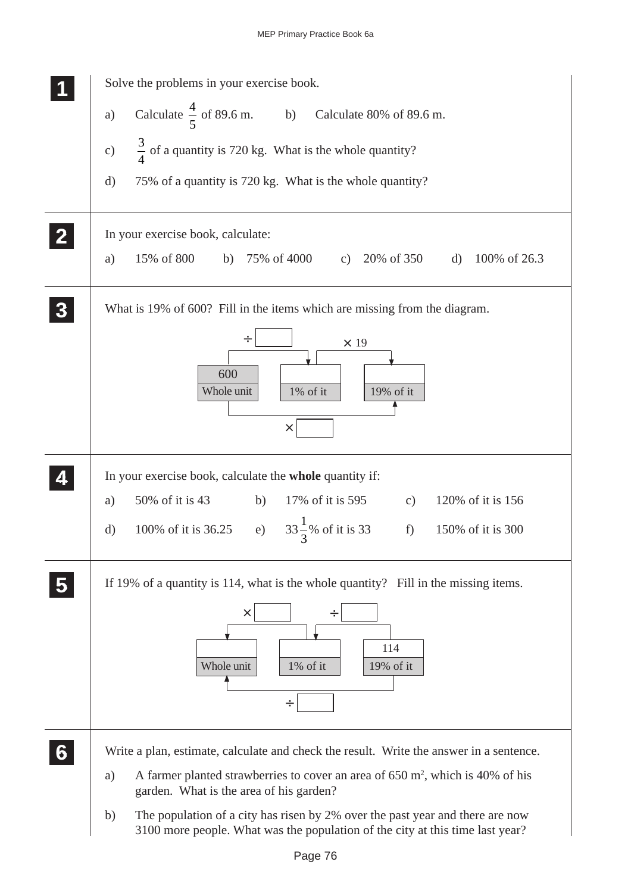**1** Solve the problems in your exercise book.

a) Calculate $\frac{4}{5}$ of 89.6 m. b) Calculate 80% of 89.6 m.

c) $\frac{3}{4}$ of a quantity is 720 kg. What is the whole quantity?

d) 75% of a quantity is 720 kg. What is the whole quantity?

**2** In your exercise book, calculate:

a) 15% of 800 b) 75% of 4000 c) 20% of 350 d) 100% of 26.3

**3** What is 19% of 600? Fill in the items which are missing from the diagram.

| 600 | | |
|---|---|---|
| Whole unit | 1% of it | 19% of it |

Whole unit → 1% of it: ÷ ☐

1% of it → 19% of it: × 19

Whole unit → 19% of it: × ☐

**4** In your exercise book, calculate the **whole** quantity if:

a) 50% of it is 43 b) 17% of it is 595 c) 120% of it is 156

d) 100% of it is 36.25 e) $33\frac{1}{3}$% of it is 33 f) 150% of it is 300

**5** If 19% of a quantity is 114, what is the whole quantity? Fill in the missing items.

| | | 114 |
|---|---|---|
| Whole unit | 1% of it | 19% of it |

19% of it → 1% of it: ÷ ☐

1% of it → Whole unit: × ☐

19% of it → Whole unit: ÷ ☐

**6** Write a plan, estimate, calculate and check the result. Write the answer in a sentence.

a) A farmer planted strawberries to cover an area of 650 $m^2$, which is 40% of his garden. What is the area of his garden?

b) The population of a city has risen by 2% over the past year and there are now 3100 more people. What was the population of the city at this time last year?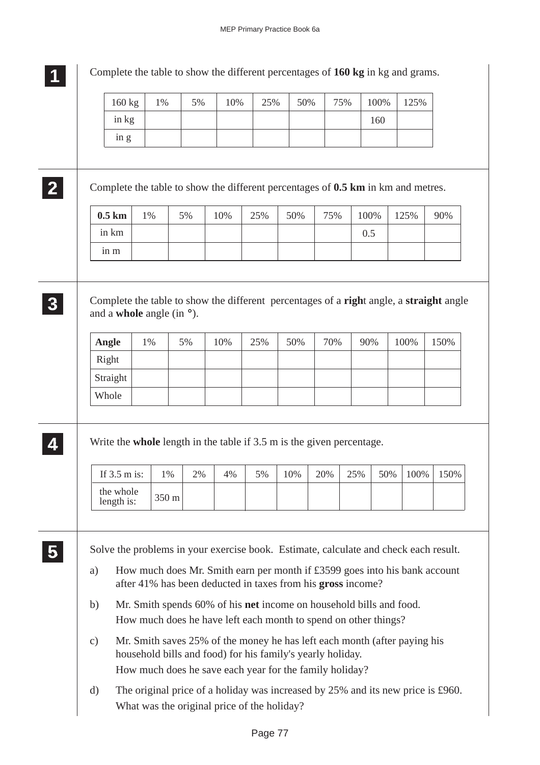**1** Complete the table to show the different percentages of **160 kg** in kg and grams.

| 160 kg | 1% | 5% | 10% | 25% | 50% | 75% | 100% | 125% |
|---|---|---|---|---|---|---|---|---|
| in kg | | | | | | | 160 | |
| in g | | | | | | | | |

**2** Complete the table to show the different percentages of **0.5 km** in km and metres.

| **0.5 km** | 1% | 5% | 10% | 25% | 50% | 75% | 100% | 125% | 90% |
|---|---|---|---|---|---|---|---|---|---|
| in km | | | | | | | 0.5 | | |
| in m | | | | | | | | | |

**3** Complete the table to show the different percentages of a **righ**t angle, a **straight** angle and a **whole** angle (in °).

| **Angle** | 1% | 5% | 10% | 25% | 50% | 70% | 90% | 100% | 150% |
|---|---|---|---|---|---|---|---|---|---|
| Right | | | | | | | | | |
| Straight | | | | | | | | | |
| Whole | | | | | | | | | |

**4** Write the **whole** length in the table if 3.5 m is the given percentage.

| If 3.5 m is: | 1% | 2% | 4% | 5% | 10% | 20% | 25% | 50% | 100% | 150% |
|---|---|---|---|---|---|---|---|---|---|---|
| the whole length is: | 350 m | | | | | | | | | |

**5** Solve the problems in your exercise book. Estimate, calculate and check each result.

a) How much does Mr. Smith earn per month if £3599 goes into his bank account after 41% has been deducted in taxes from his **gross** income?

b) Mr. Smith spends 60% of his **net** income on household bills and food. How much does he have left each month to spend on other things?

c) Mr. Smith saves 25% of the money he has left each month (after paying his household bills and food) for his family's yearly holiday. How much does he save each year for the family holiday?

d) The original price of a holiday was increased by 25% and its new price is £960. What was the original price of the holiday?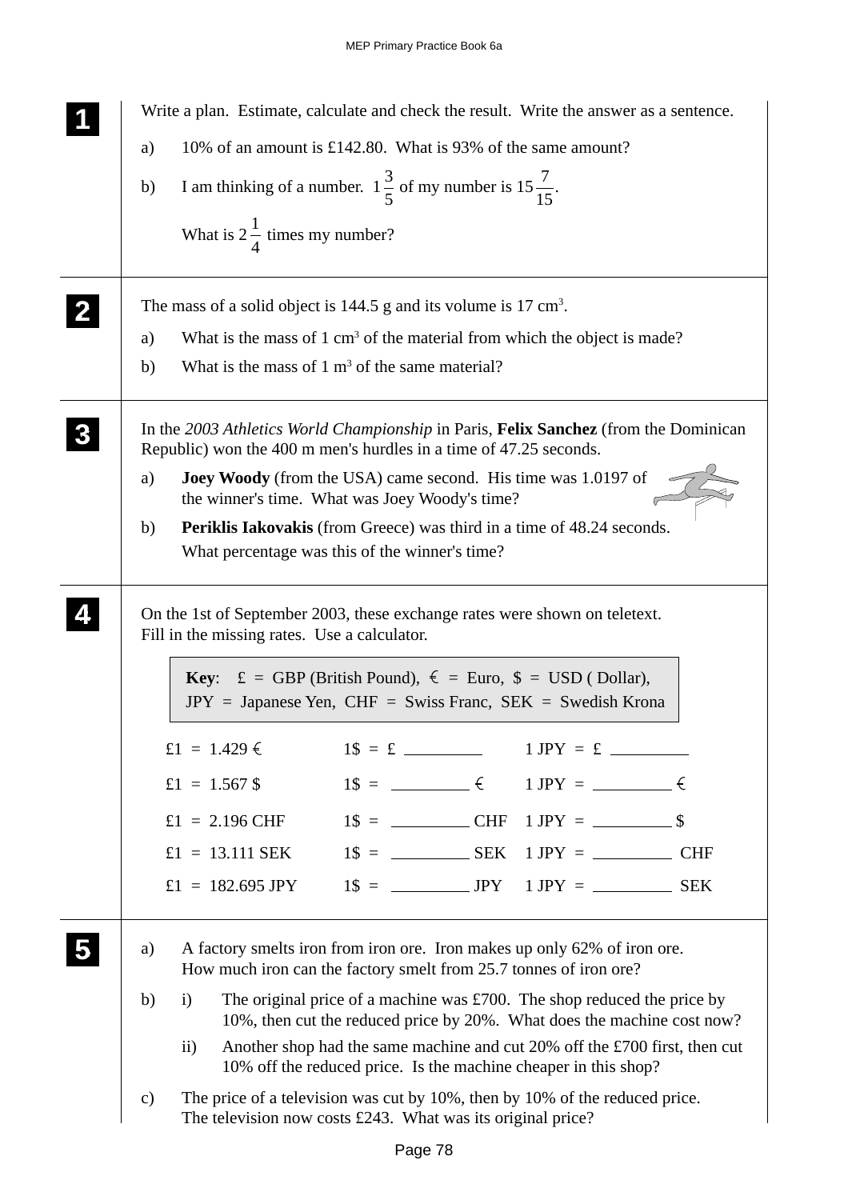**1**

Write a plan. Estimate, calculate and check the result. Write the answer as a sentence.

a) 10% of an amount is £142.80. What is 93% of the same amount?

b) I am thinking of a number. $1\frac{3}{5}$ of my number is $15\frac{7}{15}$.

What is $2\frac{1}{4}$ times my number?

**2**

The mass of a solid object is 144.5 g and its volume is 17 cm$^3$.

a) What is the mass of 1 cm$^3$ of the material from which the object is made?

b) What is the mass of 1 m$^3$ of the same material?

**3**

In the *2003 Athletics World Championship* in Paris, **Felix Sanchez** (from the Dominican Republic) won the 400 m men's hurdles in a time of 47.25 seconds.

a) **Joey Woody** (from the USA) came second. His time was 1.0197 of the winner's time. What was Joey Woody's time?

b) **Periklis Iakovakis** (from Greece) was third in a time of 48.24 seconds. What percentage was this of the winner's time?

**4**

On the 1st of September 2003, these exchange rates were shown on teletext. Fill in the missing rates. Use a calculator.

**Key**: £ = GBP (British Pound), € = Euro, $ = USD ( Dollar), JPY = Japanese Yen, CHF = Swiss Franc, SEK = Swedish Krona

| | | |
|---|---|---|
| £1 = 1.429 € | 1$ = £ ______ | 1 JPY = £ ______ |
| £1 = 1.567 $ | 1$ = ______ € | 1 JPY = ______ € |
| £1 = 2.196 CHF | 1$ = ______ CHF | 1 JPY = ______ $ |
| £1 = 13.111 SEK | 1$ = ______ SEK | 1 JPY = ______ CHF |
| £1 = 182.695 JPY | 1$ = ______ JPY | 1 JPY = ______ SEK |

**5**

a) A factory smelts iron from iron ore. Iron makes up only 62% of iron ore. How much iron can the factory smelt from 25.7 tonnes of iron ore?

b) i) The original price of a machine was £700. The shop reduced the price by 10%, then cut the reduced price by 20%. What does the machine cost now?

ii) Another shop had the same machine and cut 20% off the £700 first, then cut 10% off the reduced price. Is the machine cheaper in this shop?

c) The price of a television was cut by 10%, then by 10% of the reduced price. The television now costs £243. What was its original price?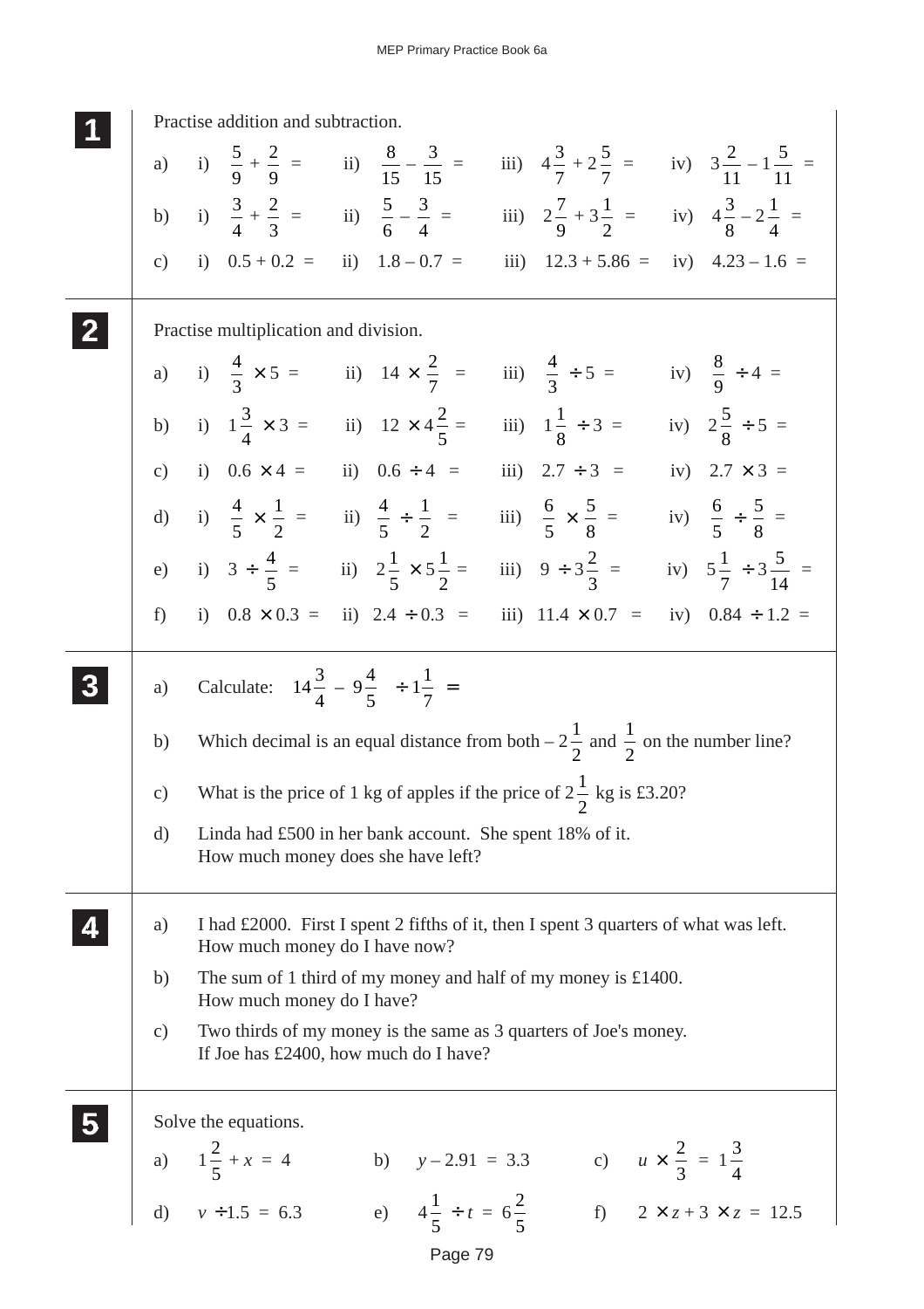**1**

Practise addition and subtraction.

a) i) $\frac{5}{9} + \frac{2}{9} =$ ii) $\frac{8}{15} - \frac{3}{15} =$ iii) $4\frac{3}{7} + 2\frac{5}{7} =$ iv) $3\frac{2}{11} - 1\frac{5}{11} =$

b) i) $\frac{3}{4} + \frac{2}{3} =$ ii) $\frac{5}{6} - \frac{3}{4} =$ iii) $2\frac{7}{9} + 3\frac{1}{2} =$ iv) $4\frac{3}{8} - 2\frac{1}{4} =$

c) i) $0.5 + 0.2 =$ ii) $1.8 - 0.7 =$ iii) $12.3 + 5.86 =$ iv) $4.23 - 1.6 =$

**2**

Practise multiplication and division.

a) i) $\frac{4}{3} \times 5 =$ ii) $14 \times \frac{2}{7} =$ iii) $\frac{4}{3} \div 5 =$ iv) $\frac{8}{9} \div 4 =$

b) i) $1\frac{3}{4} \times 3 =$ ii) $12 \times 4\frac{2}{5} =$ iii) $1\frac{1}{8} \div 3 =$ iv) $2\frac{5}{8} \div 5 =$

c) i) $0.6 \times 4 =$ ii) $0.6 \div 4 =$ iii) $2.7 \div 3 =$ iv) $2.7 \times 3 =$

d) i) $\frac{4}{5} \times \frac{1}{2} =$ ii) $\frac{4}{5} \div \frac{1}{2} =$ iii) $\frac{6}{5} \times \frac{5}{8} =$ iv) $\frac{6}{5} \div \frac{5}{8} =$

e) i) $3 \div \frac{4}{5} =$ ii) $2\frac{1}{5} \times 5\frac{1}{2} =$ iii) $9 \div 3\frac{2}{3} =$ iv) $5\frac{1}{7} \div 3\frac{5}{14} =$

f) i) $0.8 \times 0.3 =$ ii) $2.4 \div 0.3 =$ iii) $11.4 \times 0.7 =$ iv) $0.84 \div 1.2 =$

**3**

a) Calculate: $14\frac{3}{4} - 9\frac{4}{5} \div 1\frac{1}{7} =$

b) Which decimal is an equal distance from both $-2\frac{1}{2}$ and $\frac{1}{2}$ on the number line?

c) What is the price of 1 kg of apples if the price of $2\frac{1}{2}$ kg is £3.20?

d) Linda had £500 in her bank account. She spent 18% of it.
How much money does she have left?

**4**

a) I had £2000. First I spent 2 fifths of it, then I spent 3 quarters of what was left.
How much money do I have now?

b) The sum of 1 third of my money and half of my money is £1400.
How much money do I have?

c) Two thirds of my money is the same as 3 quarters of Joe's money.
If Joe has £2400, how much do I have?

**5**

Solve the equations.

a) $1\frac{2}{5} + x = 4$ b) $y - 2.91 = 3.3$ c) $u \times \frac{2}{3} = 1\frac{3}{4}$

d) $v \div 1.5 = 6.3$ e) $4\frac{1}{5} \div t = 6\frac{2}{5}$ f) $2 \times z + 3 \times z = 12.5$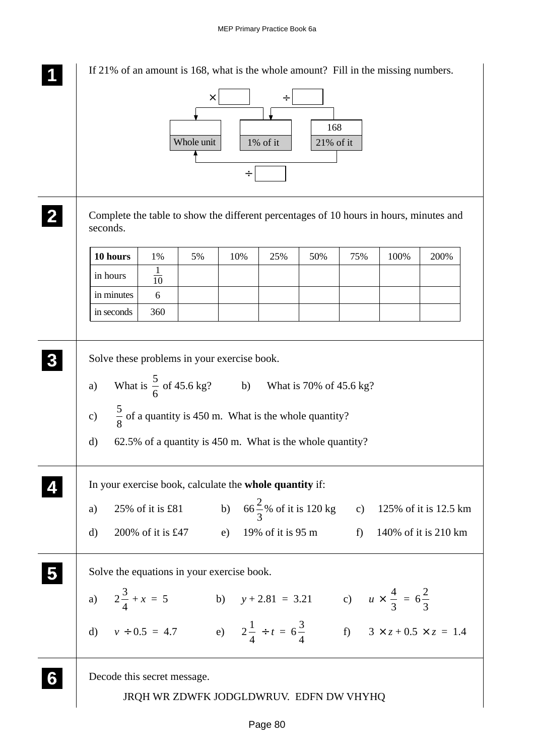**1**

If 21% of an audience is 168, what is the whole amount? Fill in the missing numbers.

× ☐ ÷ ☐

| | | |
|---|---|---|
| ☐ | ☐ | 168 |
| Whole unit | 1% of it | 21% of it |

÷ ☐

**2**

Complete the table to show the different percentages of 10 hours in hours, minutes and seconds.

| **10 hours** | 1% | 5% | 10% | 25% | 50% | 75% | 100% | 200% |
|---|---|---|---|---|---|---|---|---|
| in hours | $\frac{1}{10}$ | | | | | | | |
| in minutes | 6 | | | | | | | |
| in seconds | 360 | | | | | | | |

**3**

Solve these problems in your exercise book.

a) What is $\frac{5}{6}$ of 45.6 kg? b) What is 70% of 45.6 kg?

c) $\frac{5}{8}$ of a quantity is 450 m. What is the whole quantity?

d) 62.5% of a quantity is 450 m. What is the whole quantity?

**4**

In your exercise book, calculate the **whole quantity** if:

a) 25% of it is £81 b) $66\frac{2}{3}$% of it is 120 kg c) 125% of it is 12.5 km

d) 200% of it is £47 e) 19% of it is 95 m f) 140% of it is 210 km

**5**

Solve the equations in your exercise book.

a) $2\frac{3}{4} + x = 5$ b) $y + 2.81 = 3.21$ c) $u \times \frac{4}{3} = 6\frac{2}{3}$

d) $v \div 0.5 = 4.7$ e) $2\frac{1}{4} \div t = 6\frac{3}{4}$ f) $3 \times z + 0.5 \times z = 1.4$

**6**

Decode this secret message.

JRQH WR ZDWFK JODGLDWRUV. EDFN DW VHYHQ